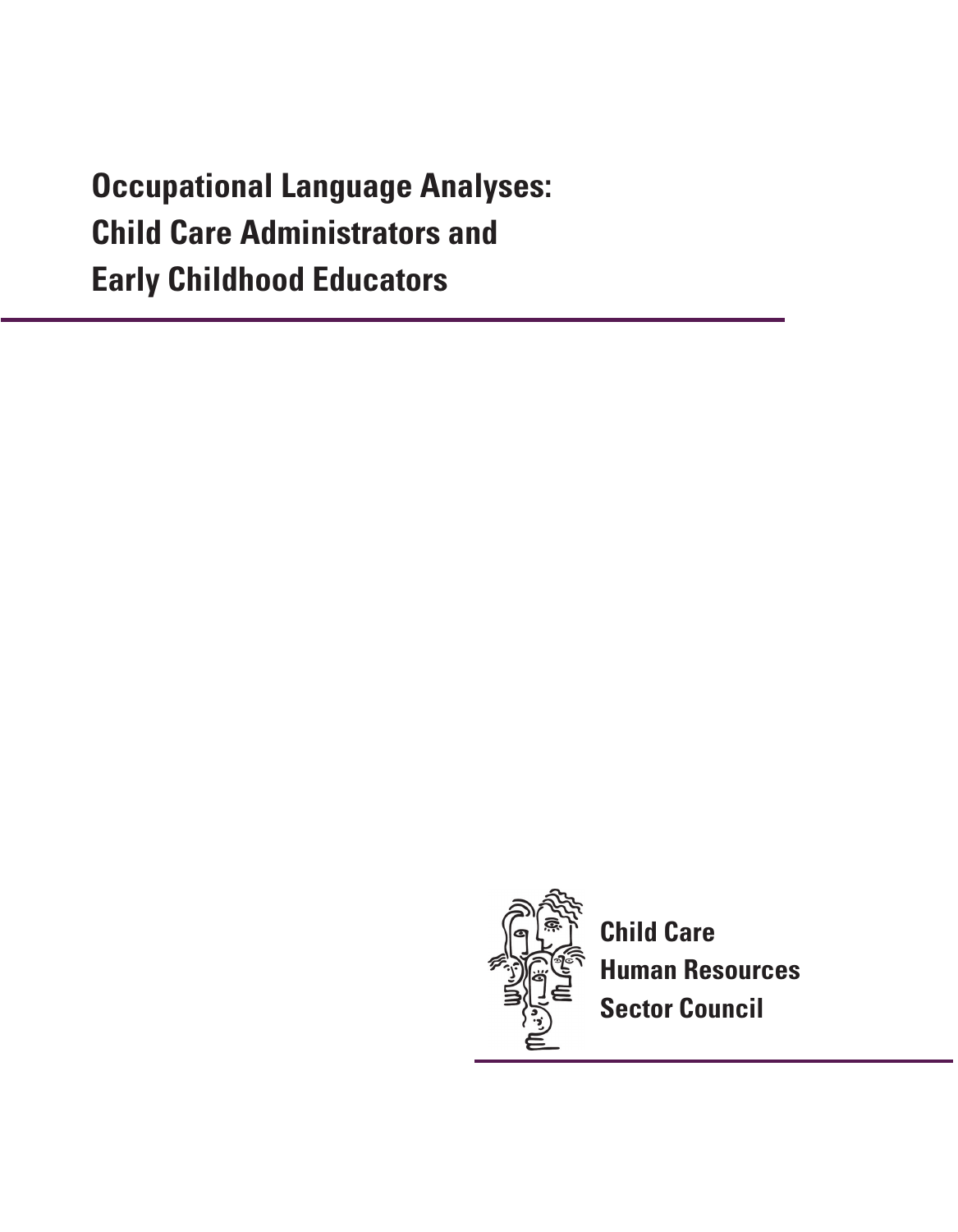# Occupational Language Analyses: Child Care Administrators and Early Childhood Educators

Child Care
Human Resources
Sector Council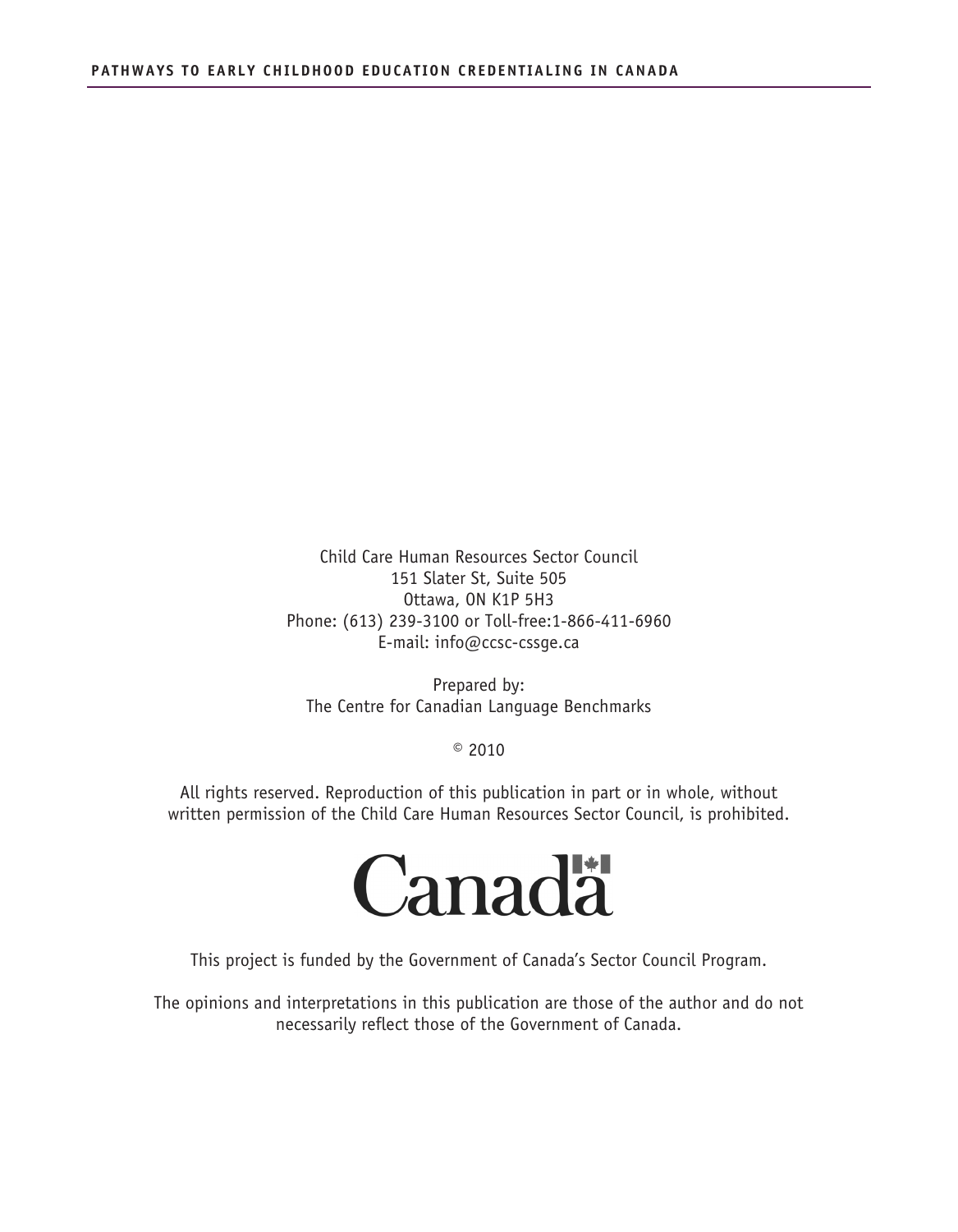Child Care Human Resources Sector Council
151 Slater St, Suite 505
Ottawa, ON K1P 5H3
Phone: (613) 239-3100 or Toll-free:1-866-411-6960
E-mail: info@ccsc-cssge.ca

Prepared by:
The Centre for Canadian Language Benchmarks

© 2010

All rights reserved. Reproduction of this publication in part or in whole, without written permission of the Child Care Human Resources Sector Council, is prohibited.

Canada

This project is funded by the Government of Canada's Sector Council Program.

The opinions and interpretations in this publication are those of the author and do not necessarily reflect those of the Government of Canada.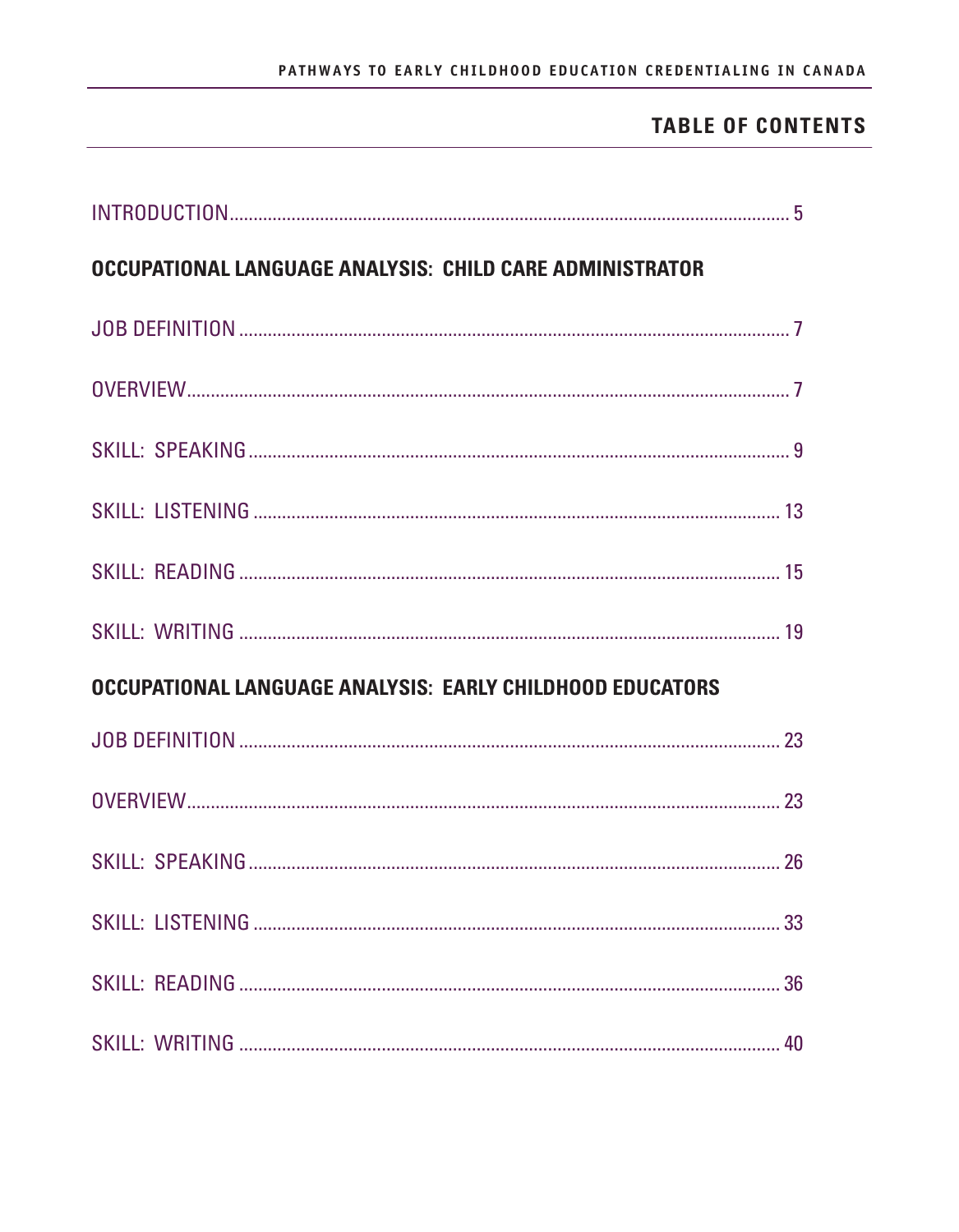# TABLE OF CONTENTS

INTRODUCTION.................................................................................................................. 5

## OCCUPATIONAL LANGUAGE ANALYSIS: CHILD CARE ADMINISTRATOR

JOB DEFINITION ............................................................................................................... 7

OVERVIEW......................................................................................................................... 7

SKILL: SPEAKING ............................................................................................................. 9

SKILL: LISTENING ........................................................................................................... 13

SKILL: READING .............................................................................................................. 15

SKILL: WRITING ............................................................................................................... 19

## OCCUPATIONAL LANGUAGE ANALYSIS: EARLY CHILDHOOD EDUCATORS

JOB DEFINITION ............................................................................................................... 23

OVERVIEW......................................................................................................................... 23

SKILL: SPEAKING ............................................................................................................. 26

SKILL: LISTENING ........................................................................................................... 33

SKILL: READING .............................................................................................................. 36

SKILL: WRITING ............................................................................................................... 40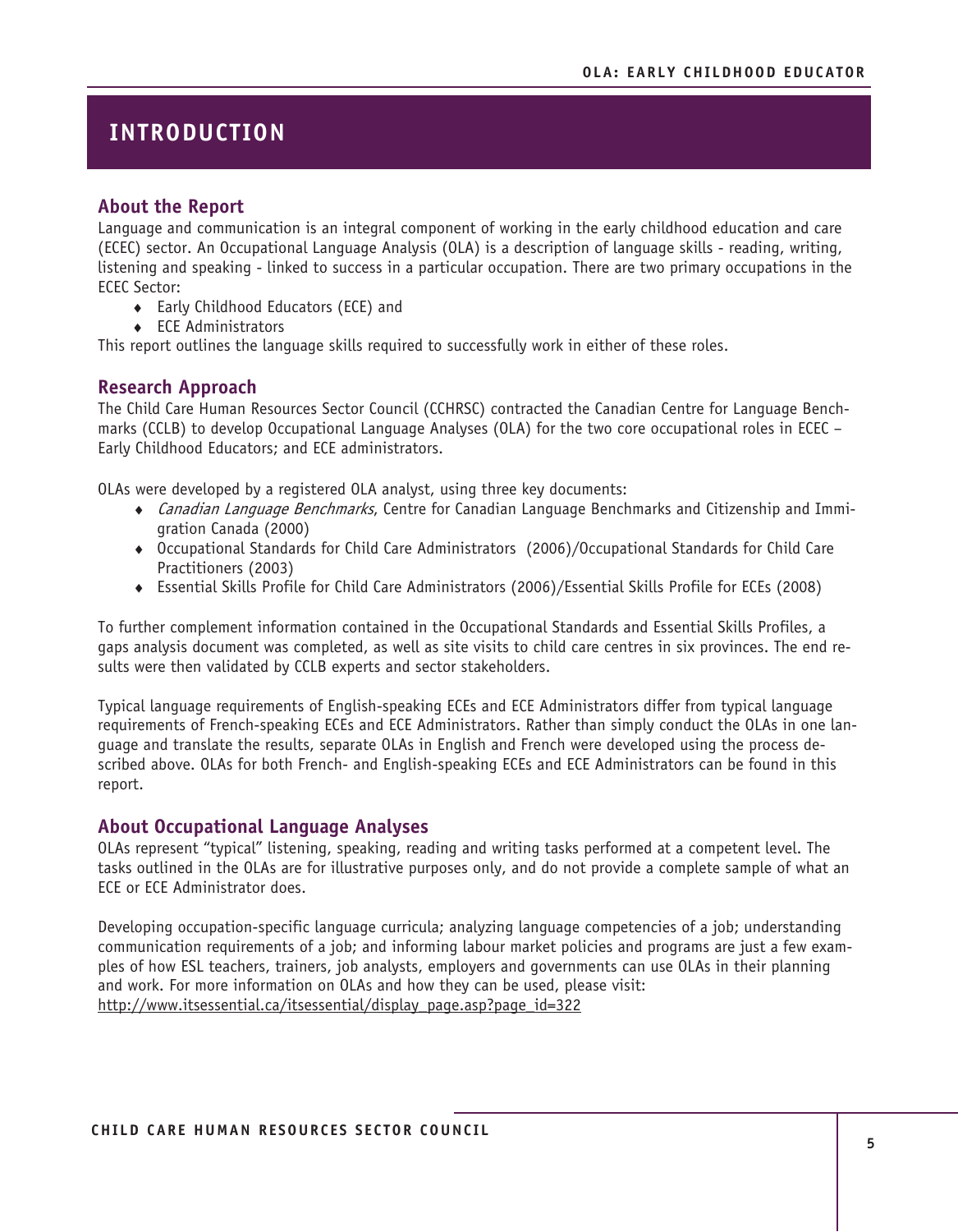# INTRODUCTION

## About the Report

Language and communication is an integral component of working in the early childhood education and care (ECEC) sector. An Occupational Language Analysis (OLA) is a description of language skills - reading, writing, listening and speaking - linked to success in a particular occupation. There are two primary occupations in the ECEC Sector:

- Early Childhood Educators (ECE) and
- ECE Administrators

This report outlines the language skills required to successfully work in either of these roles.

## Research Approach

The Child Care Human Resources Sector Council (CCHRSC) contracted the Canadian Centre for Language Benchmarks (CCLB) to develop Occupational Language Analyses (OLA) for the two core occupational roles in ECEC – Early Childhood Educators; and ECE administrators.

OLAs were developed by a registered OLA analyst, using three key documents:

- *Canadian Language Benchmarks*, Centre for Canadian Language Benchmarks and Citizenship and Immigration Canada (2000)
- Occupational Standards for Child Care Administrators (2006)/Occupational Standards for Child Care Practitioners (2003)
- Essential Skills Profile for Child Care Administrators (2006)/Essential Skills Profile for ECEs (2008)

To further complement information contained in the Occupational Standards and Essential Skills Profiles, a gaps analysis document was completed, as well as site visits to child care centres in six provinces. The end results were then validated by CCLB experts and sector stakeholders.

Typical language requirements of English-speaking ECEs and ECE Administrators differ from typical language requirements of French-speaking ECEs and ECE Administrators. Rather than simply conduct the OLAs in one language and translate the results, separate OLAs in English and French were developed using the process described above. OLAs for both French- and English-speaking ECEs and ECE Administrators can be found in this report.

## About Occupational Language Analyses

OLAs represent "typical" listening, speaking, reading and writing tasks performed at a competent level. The tasks outlined in the OLAs are for illustrative purposes only, and do not provide a complete sample of what an ECE or ECE Administrator does.

Developing occupation-specific language curricula; analyzing language competencies of a job; understanding communication requirements of a job; and informing labour market policies and programs are just a few examples of how ESL teachers, trainers, job analysts, employers and governments can use OLAs in their planning and work. For more information on OLAs and how they can be used, please visit:
http://www.itsessential.ca/itsessential/display_page.asp?page_id=322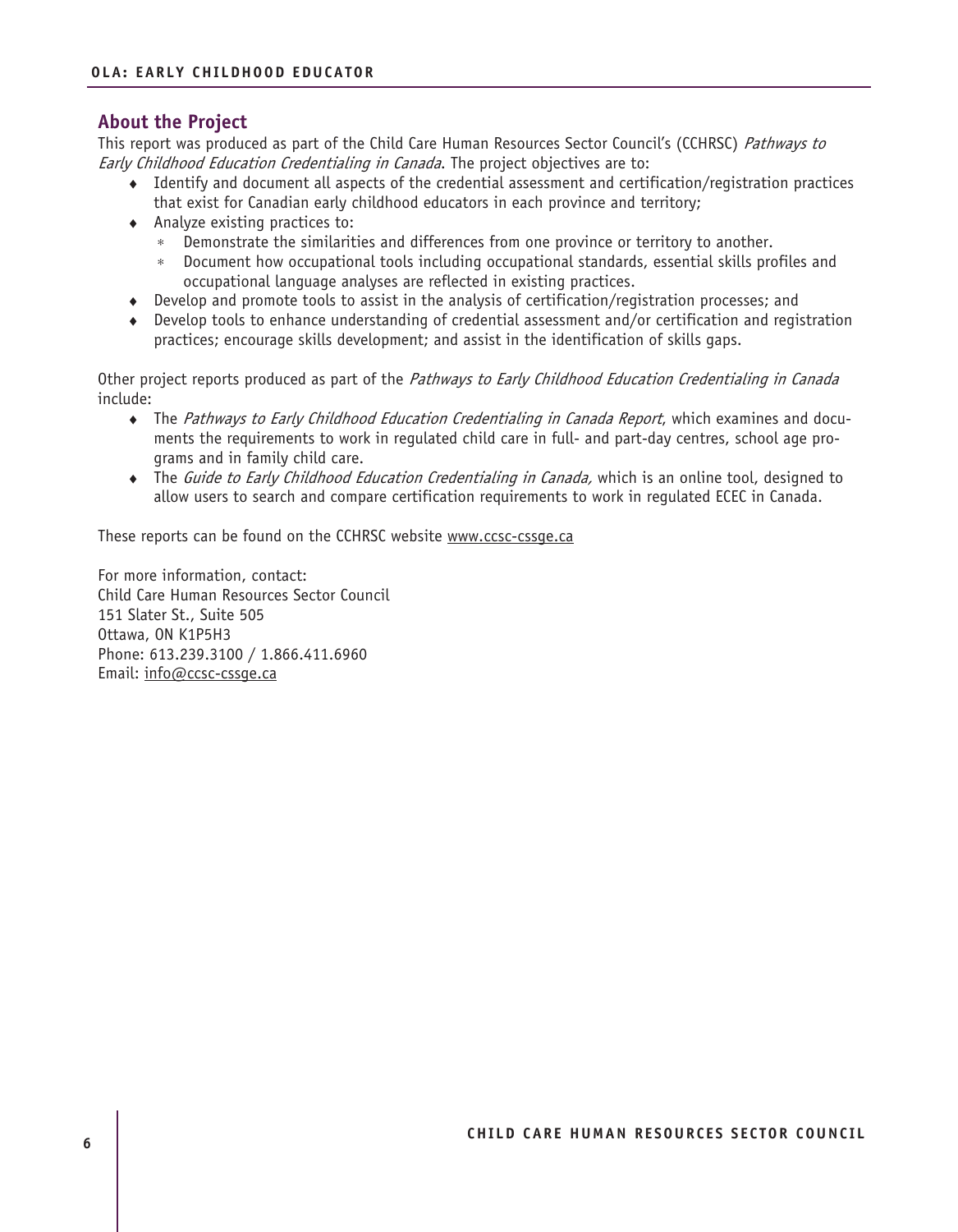## About the Project

This report was produced as part of the Child Care Human Resources Sector Council's (CCHRSC) *Pathways to Early Childhood Education Credentialing in Canada*. The project objectives are to:

- Identify and document all aspects of the credential assessment and certification/registration practices that exist for Canadian early childhood educators in each province and territory;
- Analyze existing practices to:
  - Demonstrate the similarities and differences from one province or territory to another.
  - Document how occupational tools including occupational standards, essential skills profiles and occupational language analyses are reflected in existing practices.
- Develop and promote tools to assist in the analysis of certification/registration processes; and
- Develop tools to enhance understanding of credential assessment and/or certification and registration practices; encourage skills development; and assist in the identification of skills gaps.

Other project reports produced as part of the *Pathways to Early Childhood Education Credentialing in Canada* include:

- The *Pathways to Early Childhood Education Credentialing in Canada Report*, which examines and documents the requirements to work in regulated child care in full- and part-day centres, school age programs and in family child care.
- The *Guide to Early Childhood Education Credentialing in Canada,* which is an online tool, designed to allow users to search and compare certification requirements to work in regulated ECEC in Canada.

These reports can be found on the CCHRSC website www.ccsc-cssge.ca

For more information, contact:
Child Care Human Resources Sector Council
151 Slater St., Suite 505
Ottawa, ON K1P5H3
Phone: 613.239.3100 / 1.866.411.6960
Email: info@ccsc-cssge.ca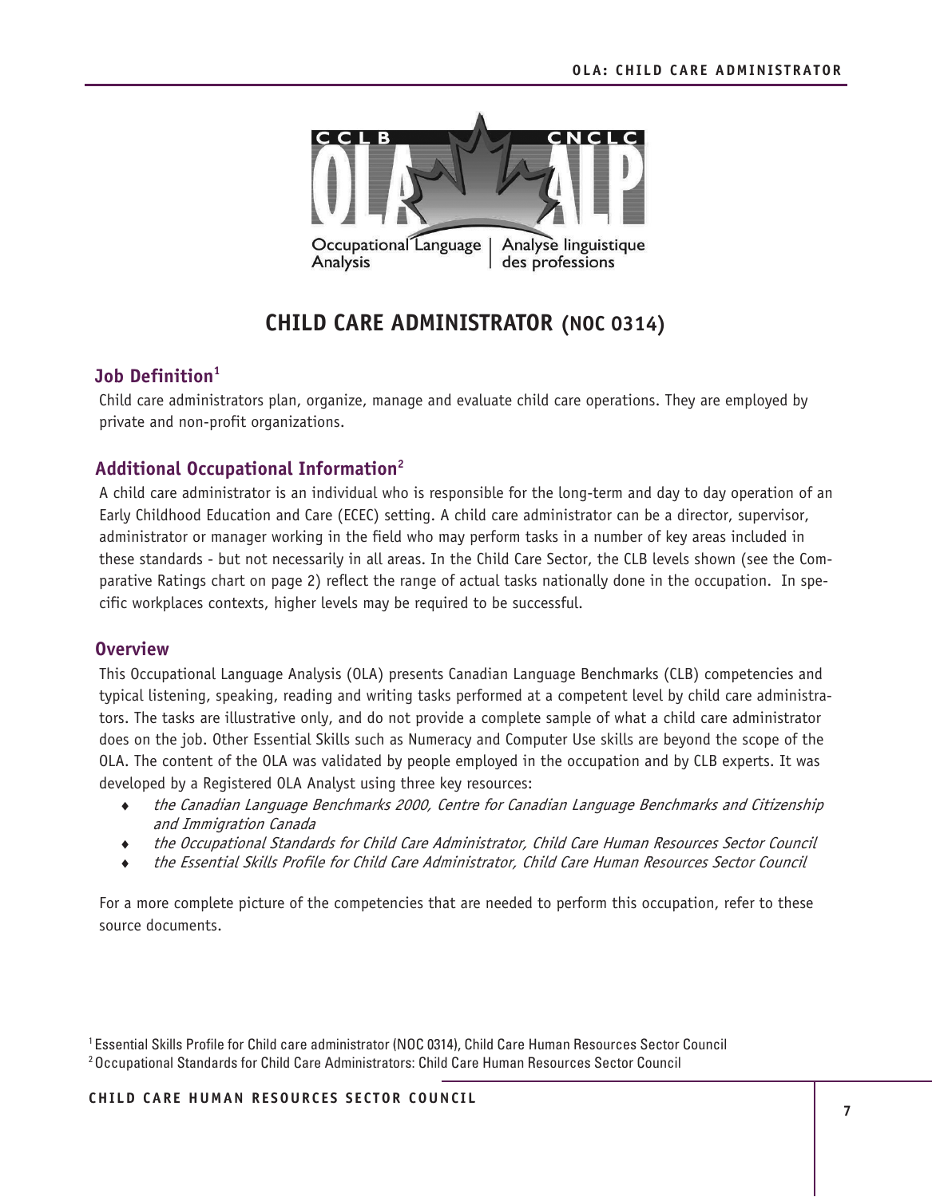# CHILD CARE ADMINISTRATOR (NOC 0314)

## Job Definition[1]

Child care administrators plan, organize, manage and evaluate child care operations. They are employed by private and non-profit organizations.

## Additional Occupational Information[2]

A child care administrator is an individual who is responsible for the long-term and day to day operation of an Early Childhood Education and Care (ECEC) setting. A child care administrator can be a director, supervisor, administrator or manager working in the field who may perform tasks in a number of key areas included in these standards - but not necessarily in all areas. In the Child Care Sector, the CLB levels shown (see the Comparative Ratings chart on page 2) reflect the range of actual tasks nationally done in the occupation. In specific workplaces contexts, higher levels may be required to be successful.

## Overview

This Occupational Language Analysis (OLA) presents Canadian Language Benchmarks (CLB) competencies and typical listening, speaking, reading and writing tasks performed at a competent level by child care administrators. The tasks are illustrative only, and do not provide a complete sample of what a child care administrator does on the job. Other Essential Skills such as Numeracy and Computer Use skills are beyond the scope of the OLA. The content of the OLA was validated by people employed in the occupation and by CLB experts. It was developed by a Registered OLA Analyst using three key resources:

- *the Canadian Language Benchmarks 2000, Centre for Canadian Language Benchmarks and Citizenship and Immigration Canada*
- *the Occupational Standards for Child Care Administrator, Child Care Human Resources Sector Council*
- *the Essential Skills Profile for Child Care Administrator, Child Care Human Resources Sector Council*

For a more complete picture of the competencies that are needed to perform this occupation, refer to these source documents.

[1] Essential Skills Profile for Child care administrator (NOC 0314), Child Care Human Resources Sector Council
[2] Occupational Standards for Child Care Administrators: Child Care Human Resources Sector Council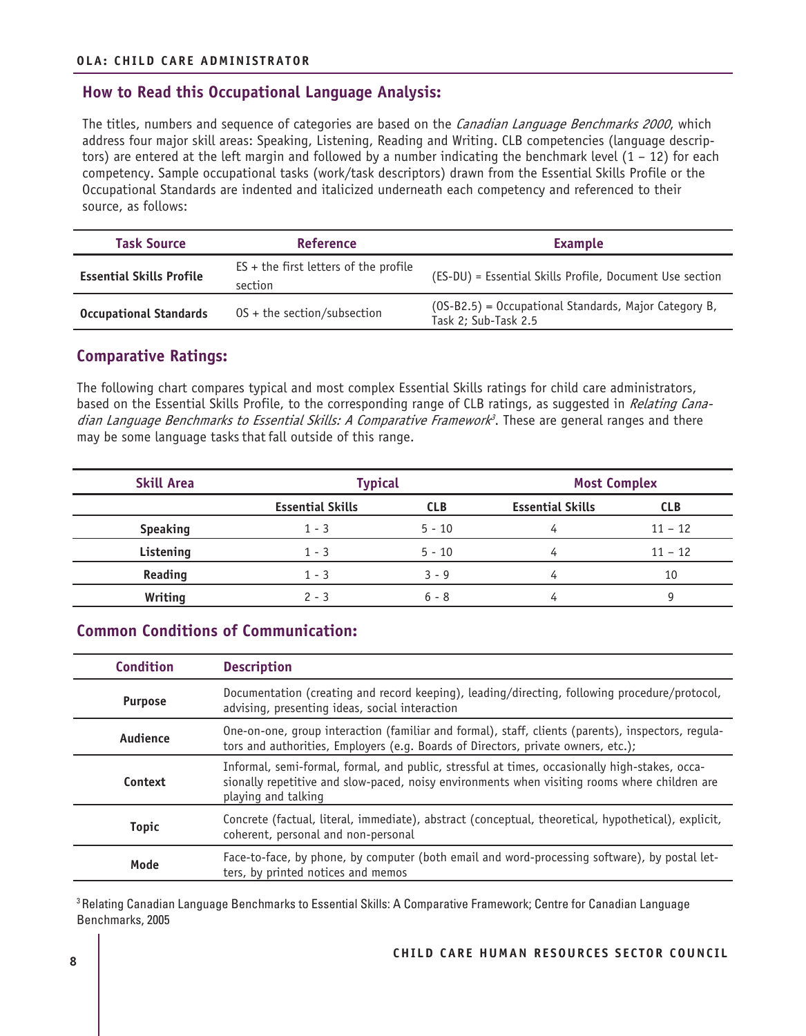## How to Read this Occupational Language Analysis:

The titles, numbers and sequence of categories are based on the *Canadian Language Benchmarks 2000*, which address four major skill areas: Speaking, Listening, Reading and Writing. CLB competencies (language descriptors) are entered at the left margin and followed by a number indicating the benchmark level (1 – 12) for each competency. Sample occupational tasks (work/task descriptors) drawn from the Essential Skills Profile or the Occupational Standards are indented and italicized underneath each competency and referenced to their source, as follows:

| Task Source | Reference | Example |
|---|---|---|
| **Essential Skills Profile** | ES + the first letters of the profile section | (ES-DU) = Essential Skills Profile, Document Use section |
| **Occupational Standards** | OS + the section/subsection | (OS-B2.5) = Occupational Standards, Major Category B, Task 2; Sub-Task 2.5 |

## Comparative Ratings:

The following chart compares typical and most complex Essential Skills ratings for child care administrators, based on the Essential Skills Profile, to the corresponding range of CLB ratings, as suggested in *Relating Canadian Language Benchmarks to Essential Skills: A Comparative Framework*[3]. These are general ranges and there may be some language tasks that fall outside of this range.

| Skill Area | Typical | | Most Complex | |
|---|---|---|---|---|
| | **Essential Skills** | **CLB** | **Essential Skills** | **CLB** |
| **Speaking** | 1 - 3 | 5 - 10 | 4 | 11 – 12 |
| **Listening** | 1 - 3 | 5 - 10 | 4 | 11 – 12 |
| **Reading** | 1 - 3 | 3 - 9 | 4 | 10 |
| **Writing** | 2 - 3 | 6 - 8 | 4 | 9 |

## Common Conditions of Communication:

| Condition | Description |
|---|---|
| **Purpose** | Documentation (creating and record keeping), leading/directing, following procedure/protocol, advising, presenting ideas, social interaction |
| **Audience** | One-on-one, group interaction (familiar and formal), staff, clients (parents), inspectors, regulators and authorities, Employers (e.g. Boards of Directors, private owners, etc.); |
| **Context** | Informal, semi-formal, formal, and public, stressful at times, occasionally high-stakes, occasionally repetitive and slow-paced, noisy environments when visiting rooms where children are playing and talking |
| **Topic** | Concrete (factual, literal, immediate), abstract (conceptual, theoretical, hypothetical), explicit, coherent, personal and non-personal |
| **Mode** | Face-to-face, by phone, by computer (both email and word-processing software), by postal letters, by printed notices and memos |

[3] Relating Canadian Language Benchmarks to Essential Skills: A Comparative Framework; Centre for Canadian Language Benchmarks, 2005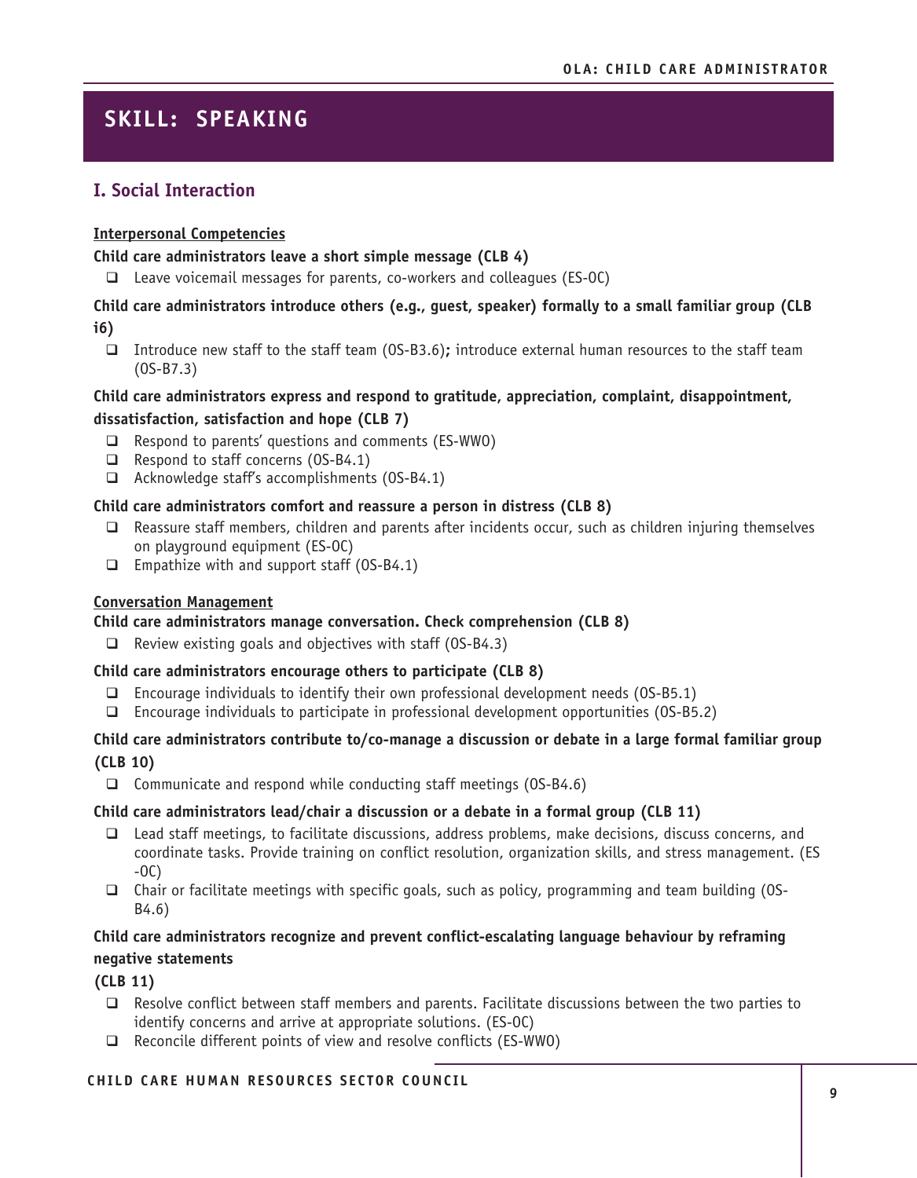# SKILL: SPEAKING

## I. Social Interaction

**Interpersonal Competencies**

**Child care administrators leave a short simple message (CLB 4)**

- ❑ Leave voicemail messages for parents, co-workers and colleagues (ES-OC)

**Child care administrators introduce others (e.g., guest, speaker) formally to a small familiar group (CLB i6)**

- ❑ Introduce new staff to the staff team (OS-B3.6)**;** introduce external human resources to the staff team (OS-B7.3)

**Child care administrators express and respond to gratitude, appreciation, complaint, disappointment, dissatisfaction, satisfaction and hope (CLB 7)**

- ❑ Respond to parents' questions and comments (ES-WWO)
- ❑ Respond to staff concerns (OS-B4.1)
- ❑ Acknowledge staff's accomplishments (OS-B4.1)

**Child care administrators comfort and reassure a person in distress (CLB 8)**

- ❑ Reassure staff members, children and parents after incidents occur, such as children injuring themselves on playground equipment (ES-OC)
- ❑ Empathize with and support staff (OS-B4.1)

**Conversation Management**

**Child care administrators manage conversation. Check comprehension (CLB 8)**

- ❑ Review existing goals and objectives with staff (OS-B4.3)

**Child care administrators encourage others to participate (CLB 8)**

- ❑ Encourage individuals to identify their own professional development needs (OS-B5.1)
- ❑ Encourage individuals to participate in professional development opportunities (OS-B5.2)

**Child care administrators contribute to/co-manage a discussion or debate in a large formal familiar group (CLB 10)**

- ❑ Communicate and respond while conducting staff meetings (OS-B4.6)

**Child care administrators lead/chair a discussion or a debate in a formal group (CLB 11)**

- ❑ Lead staff meetings, to facilitate discussions, address problems, make decisions, discuss concerns, and coordinate tasks. Provide training on conflict resolution, organization skills, and stress management. (ES -OC)
- ❑ Chair or facilitate meetings with specific goals, such as policy, programming and team building (OS-B4.6)

**Child care administrators recognize and prevent conflict-escalating language behaviour by reframing negative statements**

**(CLB 11)**

- ❑ Resolve conflict between staff members and parents. Facilitate discussions between the two parties to identify concerns and arrive at appropriate solutions. (ES-OC)
- ❑ Reconcile different points of view and resolve conflicts (ES-WWO)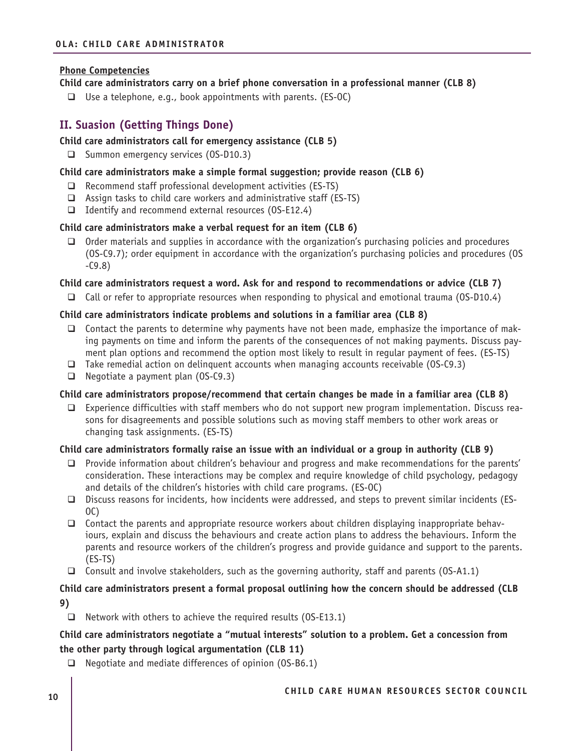**Phone Competencies**

**Child care administrators carry on a brief phone conversation in a professional manner (CLB 8)**

- ❑ Use a telephone, e.g., book appointments with parents. (ES-OC)

## II. Suasion (Getting Things Done)

**Child care administrators call for emergency assistance (CLB 5)**

- ❑ Summon emergency services (OS-D10.3)

**Child care administrators make a simple formal suggestion; provide reason (CLB 6)**

- ❑ Recommend staff professional development activities (ES-TS)
- ❑ Assign tasks to child care workers and administrative staff (ES-TS)
- ❑ Identify and recommend external resources (OS-E12.4)

**Child care administrators make a verbal request for an item (CLB 6)**

- ❑ Order materials and supplies in accordance with the organization's purchasing policies and procedures (OS-C9.7); order equipment in accordance with the organization's purchasing policies and procedures (OS-C9.8)

**Child care administrators request a word. Ask for and respond to recommendations or advice (CLB 7)**

- ❑ Call or refer to appropriate resources when responding to physical and emotional trauma (OS-D10.4)

**Child care administrators indicate problems and solutions in a familiar area (CLB 8)**

- ❑ Contact the parents to determine why payments have not been made, emphasize the importance of making payments on time and inform the parents of the consequences of not making payments. Discuss payment plan options and recommend the option most likely to result in regular payment of fees. (ES-TS)
- ❑ Take remedial action on delinquent accounts when managing accounts receivable (OS-C9.3)
- ❑ Negotiate a payment plan (OS-C9.3)

**Child care administrators propose/recommend that certain changes be made in a familiar area (CLB 8)**

- ❑ Experience difficulties with staff members who do not support new program implementation. Discuss reasons for disagreements and possible solutions such as moving staff members to other work areas or changing task assignments. (ES-TS)

**Child care administrators formally raise an issue with an individual or a group in authority (CLB 9)**

- ❑ Provide information about children's behaviour and progress and make recommendations for the parents' consideration. These interactions may be complex and require knowledge of child psychology, pedagogy and details of the children's histories with child care programs. (ES-OC)
- ❑ Discuss reasons for incidents, how incidents were addressed, and steps to prevent similar incidents (ES-OC)
- ❑ Contact the parents and appropriate resource workers about children displaying inappropriate behaviours, explain and discuss the behaviours and create action plans to address the behaviours. Inform the parents and resource workers of the children's progress and provide guidance and support to the parents. (ES-TS)
- ❑ Consult and involve stakeholders, such as the governing authority, staff and parents (OS-A1.1)

**Child care administrators present a formal proposal outlining how the concern should be addressed (CLB 9)**

- ❑ Network with others to achieve the required results (OS-E13.1)

**Child care administrators negotiate a "mutual interests" solution to a problem. Get a concession from the other party through logical argumentation (CLB 11)**

- ❑ Negotiate and mediate differences of opinion (OS-B6.1)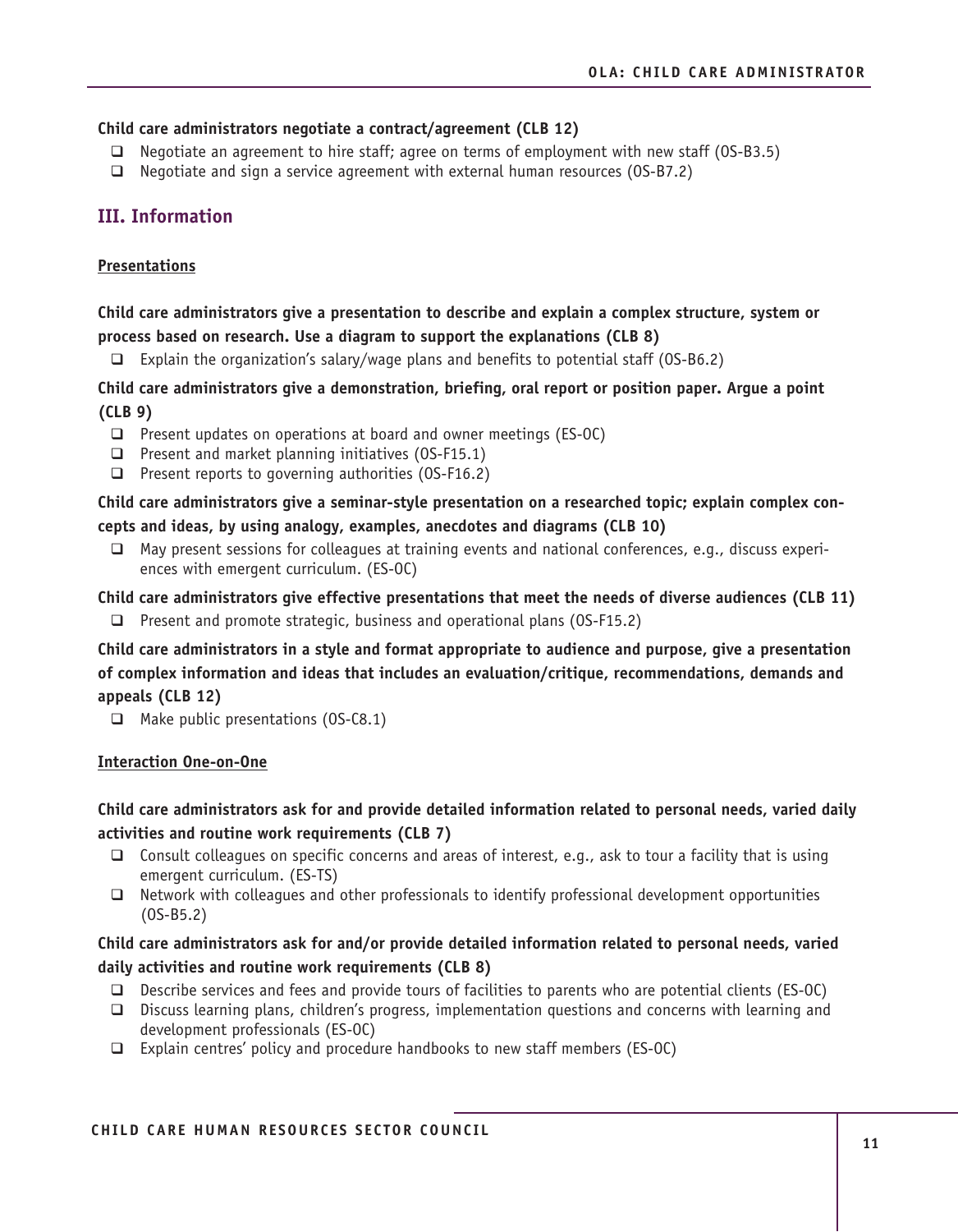**Child care administrators negotiate a contract/agreement (CLB 12)**

- ❑ Negotiate an agreement to hire staff; agree on terms of employment with new staff (OS-B3.5)
- ❑ Negotiate and sign a service agreement with external human resources (OS-B7.2)

## III. Information

### Presentations

**Child care administrators give a presentation to describe and explain a complex structure, system or process based on research. Use a diagram to support the explanations (CLB 8)**

- ❑ Explain the organization's salary/wage plans and benefits to potential staff (OS-B6.2)

**Child care administrators give a demonstration, briefing, oral report or position paper. Argue a point (CLB 9)**

- ❑ Present updates on operations at board and owner meetings (ES-OC)
- ❑ Present and market planning initiatives (OS-F15.1)
- ❑ Present reports to governing authorities (OS-F16.2)

**Child care administrators give a seminar-style presentation on a researched topic; explain complex concepts and ideas, by using analogy, examples, anecdotes and diagrams (CLB 10)**

- ❑ May present sessions for colleagues at training events and national conferences, e.g., discuss experiences with emergent curriculum. (ES-OC)

**Child care administrators give effective presentations that meet the needs of diverse audiences (CLB 11)**

- ❑ Present and promote strategic, business and operational plans (OS-F15.2)

**Child care administrators in a style and format appropriate to audience and purpose, give a presentation of complex information and ideas that includes an evaluation/critique, recommendations, demands and appeals (CLB 12)**

- ❑ Make public presentations (OS-C8.1)

### Interaction One-on-One

**Child care administrators ask for and provide detailed information related to personal needs, varied daily activities and routine work requirements (CLB 7)**

- ❑ Consult colleagues on specific concerns and areas of interest, e.g., ask to tour a facility that is using emergent curriculum. (ES-TS)
- ❑ Network with colleagues and other professionals to identify professional development opportunities (OS-B5.2)

**Child care administrators ask for and/or provide detailed information related to personal needs, varied daily activities and routine work requirements (CLB 8)**

- ❑ Describe services and fees and provide tours of facilities to parents who are potential clients (ES-OC)
- ❑ Discuss learning plans, children's progress, implementation questions and concerns with learning and development professionals (ES-OC)
- ❑ Explain centres' policy and procedure handbooks to new staff members (ES-OC)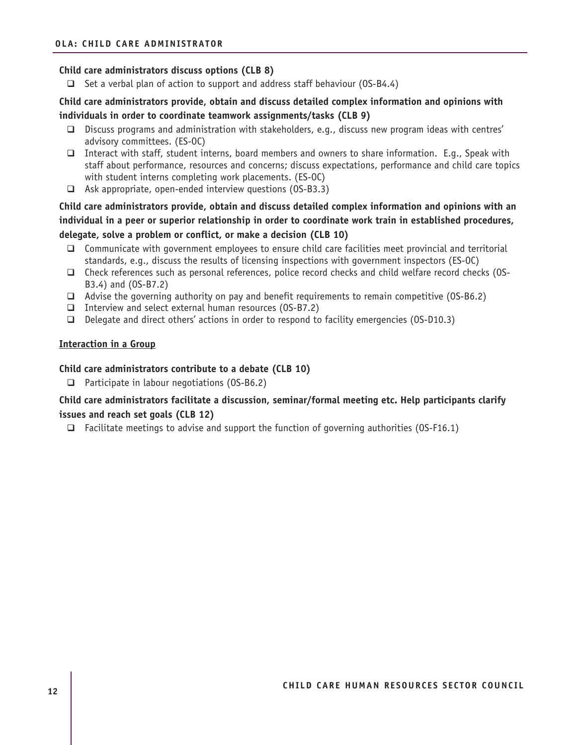**Child care administrators discuss options (CLB 8)**

- ❑ Set a verbal plan of action to support and address staff behaviour (OS-B4.4)

**Child care administrators provide, obtain and discuss detailed complex information and opinions with individuals in order to coordinate teamwork assignments/tasks (CLB 9)**

- ❑ Discuss programs and administration with stakeholders, e.g., discuss new program ideas with centres' advisory committees. (ES-OC)
- ❑ Interact with staff, student interns, board members and owners to share information. E.g., Speak with staff about performance, resources and concerns; discuss expectations, performance and child care topics with student interns completing work placements. (ES-OC)
- ❑ Ask appropriate, open-ended interview questions (OS-B3.3)

**Child care administrators provide, obtain and discuss detailed complex information and opinions with an individual in a peer or superior relationship in order to coordinate work train in established procedures, delegate, solve a problem or conflict, or make a decision (CLB 10)**

- ❑ Communicate with government employees to ensure child care facilities meet provincial and territorial standards, e.g., discuss the results of licensing inspections with government inspectors (ES-OC)
- ❑ Check references such as personal references, police record checks and child welfare record checks (OS-B3.4) and (OS-B7.2)
- ❑ Advise the governing authority on pay and benefit requirements to remain competitive (OS-B6.2)
- ❑ Interview and select external human resources (OS-B7.2)
- ❑ Delegate and direct others' actions in order to respond to facility emergencies (OS-D10.3)

<u>**Interaction in a Group**</u>

**Child care administrators contribute to a debate (CLB 10)**

- ❑ Participate in labour negotiations (OS-B6.2)

**Child care administrators facilitate a discussion, seminar/formal meeting etc. Help participants clarify issues and reach set goals (CLB 12)**

- ❑ Facilitate meetings to advise and support the function of governing authorities (OS-F16.1)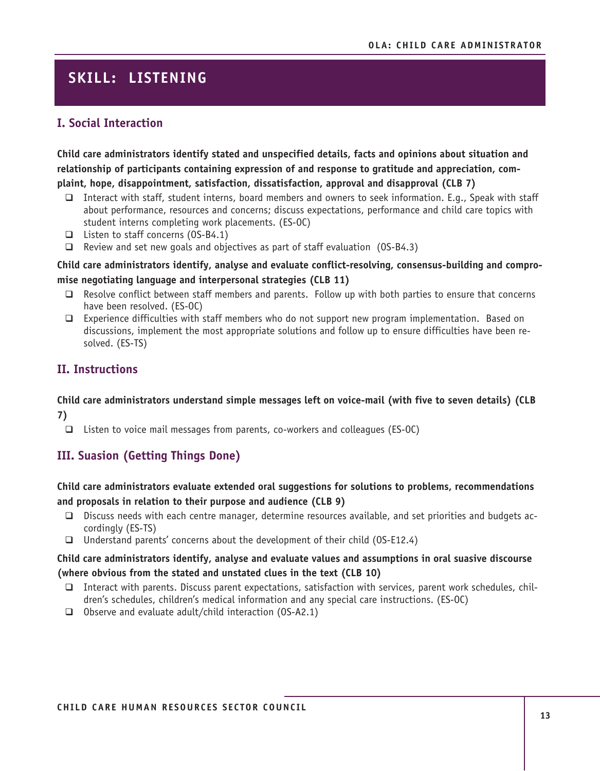# SKILL: LISTENING

## I. Social Interaction

**Child care administrators identify stated and unspecified details, facts and opinions about situation and relationship of participants containing expression of and response to gratitude and appreciation, complaint, hope, disappointment, satisfaction, dissatisfaction, approval and disapproval (CLB 7)**

- ❑ Interact with staff, student interns, board members and owners to seek information. E.g., Speak with staff about performance, resources and concerns; discuss expectations, performance and child care topics with student interns completing work placements. (ES-OC)
- ❑ Listen to staff concerns (OS-B4.1)
- ❑ Review and set new goals and objectives as part of staff evaluation (OS-B4.3)

**Child care administrators identify, analyse and evaluate conflict-resolving, consensus-building and compromise negotiating language and interpersonal strategies (CLB 11)**

- ❑ Resolve conflict between staff members and parents. Follow up with both parties to ensure that concerns have been resolved. (ES-OC)
- ❑ Experience difficulties with staff members who do not support new program implementation. Based on discussions, implement the most appropriate solutions and follow up to ensure difficulties have been resolved. (ES-TS)

## II. Instructions

**Child care administrators understand simple messages left on voice-mail (with five to seven details) (CLB 7)**

- ❑ Listen to voice mail messages from parents, co-workers and colleagues (ES-OC)

## III. Suasion (Getting Things Done)

**Child care administrators evaluate extended oral suggestions for solutions to problems, recommendations and proposals in relation to their purpose and audience (CLB 9)**

- ❑ Discuss needs with each centre manager, determine resources available, and set priorities and budgets accordingly (ES-TS)
- ❑ Understand parents' concerns about the development of their child (OS-E12.4)

**Child care administrators identify, analyse and evaluate values and assumptions in oral suasive discourse (where obvious from the stated and unstated clues in the text (CLB 10)**

- ❑ Interact with parents. Discuss parent expectations, satisfaction with services, parent work schedules, children's schedules, children's medical information and any special care instructions. (ES-OC)
- ❑ Observe and evaluate adult/child interaction (OS-A2.1)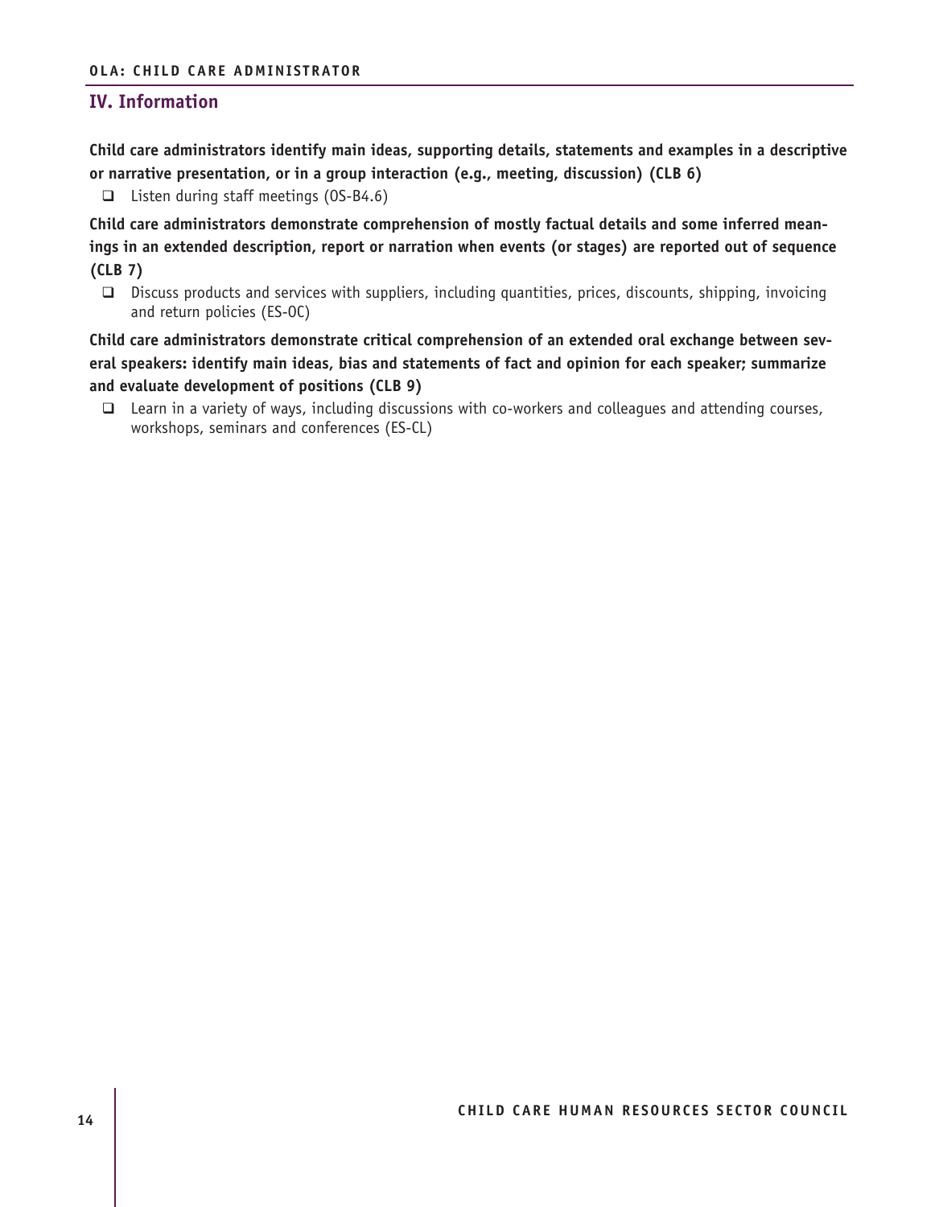## IV. Information

**Child care administrators identify main ideas, supporting details, statements and examples in a descriptive or narrative presentation, or in a group interaction (e.g., meeting, discussion) (CLB 6)**

- ❑ Listen during staff meetings (OS-B4.6)

**Child care administrators demonstrate comprehension of mostly factual details and some inferred meanings in an extended description, report or narration when events (or stages) are reported out of sequence (CLB 7)**

- ❑ Discuss products and services with suppliers, including quantities, prices, discounts, shipping, invoicing and return policies (ES-OC)

**Child care administrators demonstrate critical comprehension of an extended oral exchange between several speakers: identify main ideas, bias and statements of fact and opinion for each speaker; summarize and evaluate development of positions (CLB 9)**

- ❑ Learn in a variety of ways, including discussions with co-workers and colleagues and attending courses, workshops, seminars and conferences (ES-CL)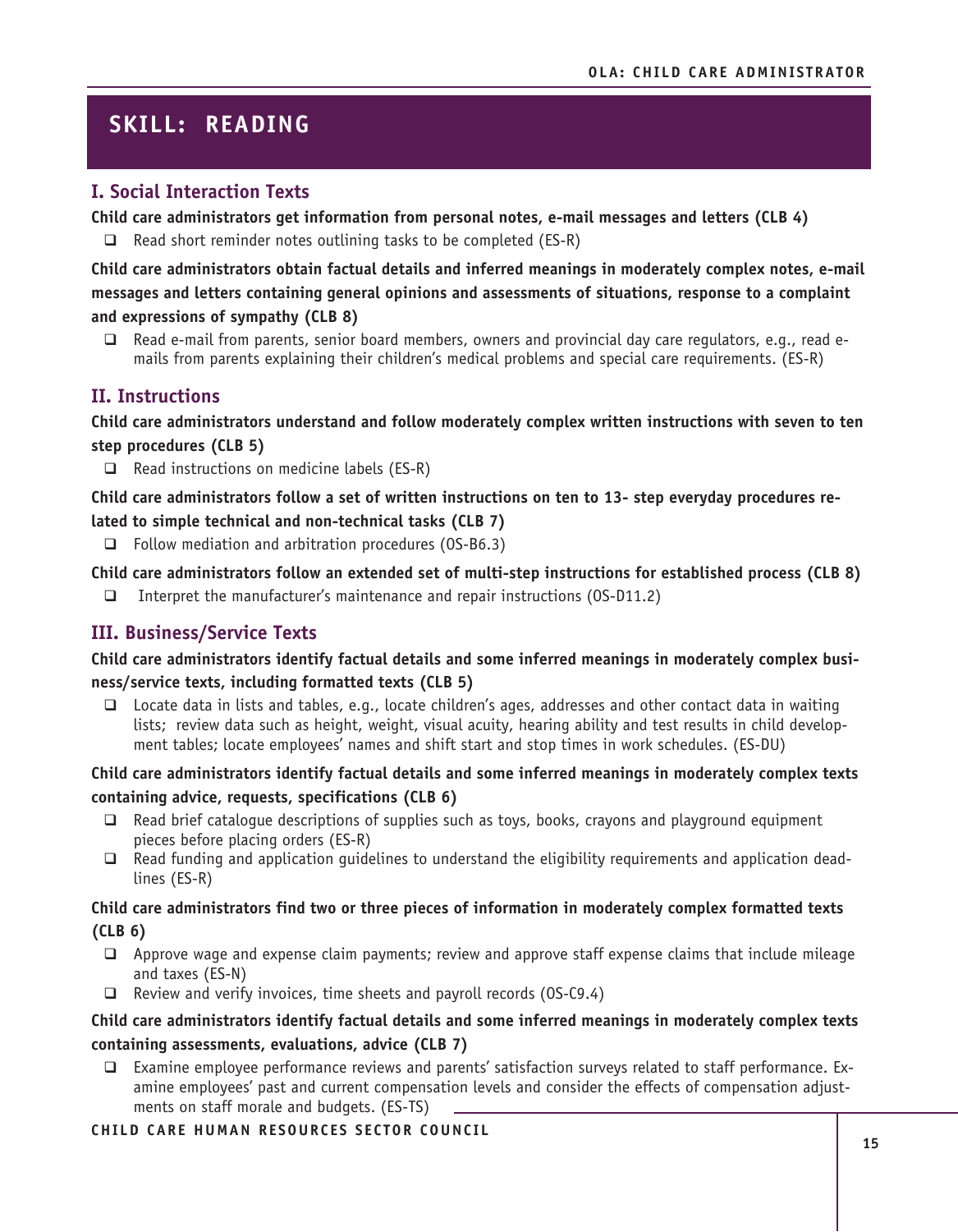## SKILL: READING

### I. Social Interaction Texts

**Child care administrators get information from personal notes, e-mail messages and letters (CLB 4)**

- Read short reminder notes outlining tasks to be completed (ES-R)

**Child care administrators obtain factual details and inferred meanings in moderately complex notes, e-mail messages and letters containing general opinions and assessments of situations, response to a complaint and expressions of sympathy (CLB 8)**

- Read e-mail from parents, senior board members, owners and provincial day care regulators, e.g., read e-mails from parents explaining their children's medical problems and special care requirements. (ES-R)

### II. Instructions

**Child care administrators understand and follow moderately complex written instructions with seven to ten step procedures (CLB 5)**

- Read instructions on medicine labels (ES-R)

**Child care administrators follow a set of written instructions on ten to 13- step everyday procedures related to simple technical and non-technical tasks (CLB 7)**

- Follow mediation and arbitration procedures (OS-B6.3)

**Child care administrators follow an extended set of multi-step instructions for established process (CLB 8)**

- Interpret the manufacturer's maintenance and repair instructions (OS-D11.2)

### III. Business/Service Texts

**Child care administrators identify factual details and some inferred meanings in moderately complex business/service texts, including formatted texts (CLB 5)**

- Locate data in lists and tables, e.g., locate children's ages, addresses and other contact data in waiting lists; review data such as height, weight, visual acuity, hearing ability and test results in child development tables; locate employees' names and shift start and stop times in work schedules. (ES-DU)

**Child care administrators identify factual details and some inferred meanings in moderately complex texts containing advice, requests, specifications (CLB 6)**

- Read brief catalogue descriptions of supplies such as toys, books, crayons and playground equipment pieces before placing orders (ES-R)
- Read funding and application guidelines to understand the eligibility requirements and application deadlines (ES-R)

**Child care administrators find two or three pieces of information in moderately complex formatted texts (CLB 6)**

- Approve wage and expense claim payments; review and approve staff expense claims that include mileage and taxes (ES-N)
- Review and verify invoices, time sheets and payroll records (OS-C9.4)

**Child care administrators identify factual details and some inferred meanings in moderately complex texts containing assessments, evaluations, advice (CLB 7)**

- Examine employee performance reviews and parents' satisfaction surveys related to staff performance. Examine employees' past and current compensation levels and consider the effects of compensation adjustments on staff morale and budgets. (ES-TS)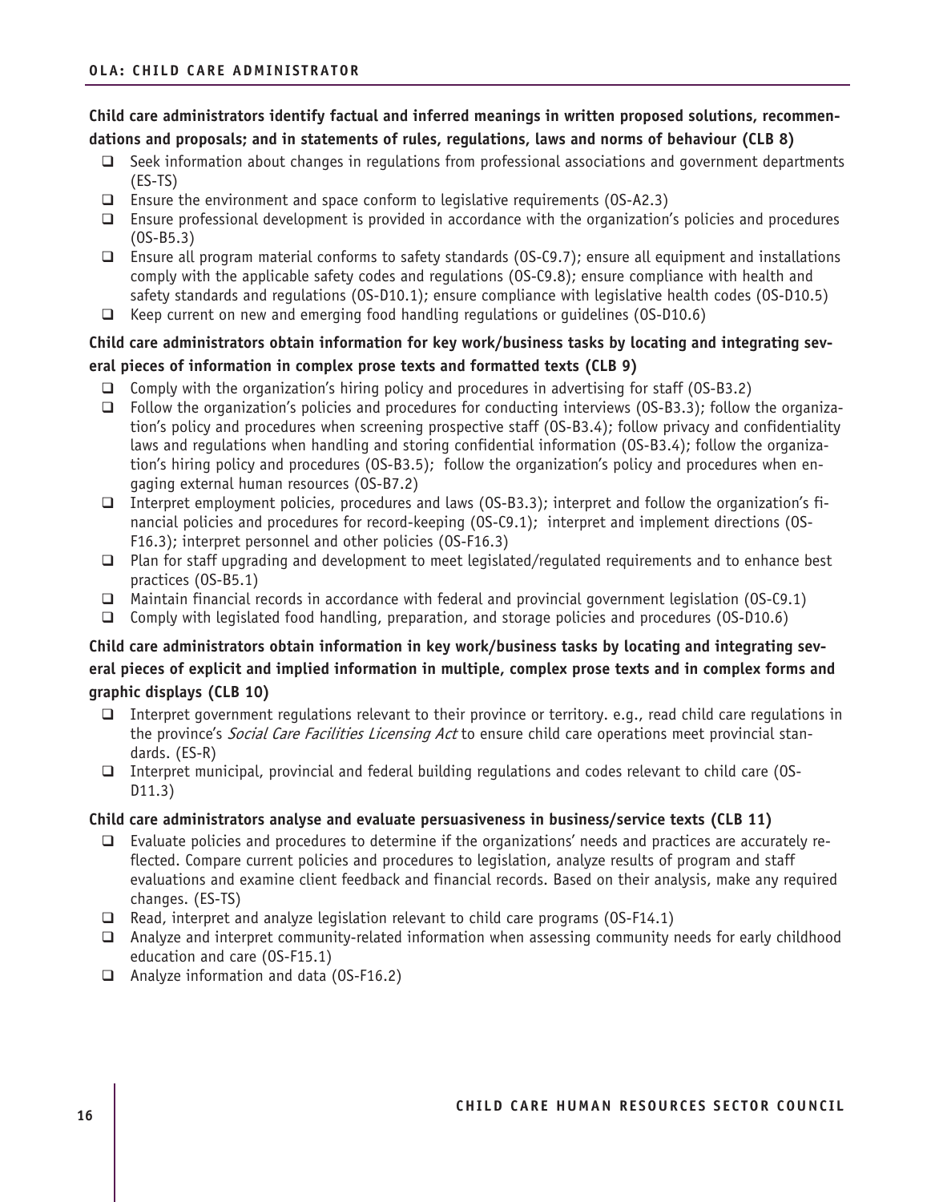**Child care administrators identify factual and inferred meanings in written proposed solutions, recommendations and proposals; and in statements of rules, regulations, laws and norms of behaviour (CLB 8)**

- ❑ Seek information about changes in regulations from professional associations and government departments (ES-TS)
- ❑ Ensure the environment and space conform to legislative requirements (OS-A2.3)
- ❑ Ensure professional development is provided in accordance with the organization's policies and procedures (OS-B5.3)
- ❑ Ensure all program material conforms to safety standards (OS-C9.7); ensure all equipment and installations comply with the applicable safety codes and regulations (OS-C9.8); ensure compliance with health and safety standards and regulations (OS-D10.1); ensure compliance with legislative health codes (OS-D10.5)
- ❑ Keep current on new and emerging food handling regulations or guidelines (OS-D10.6)

**Child care administrators obtain information for key work/business tasks by locating and integrating several pieces of information in complex prose texts and formatted texts (CLB 9)**

- ❑ Comply with the organization's hiring policy and procedures in advertising for staff (OS-B3.2)
- ❑ Follow the organization's policies and procedures for conducting interviews (OS-B3.3); follow the organization's policy and procedures when screening prospective staff (OS-B3.4); follow privacy and confidentiality laws and regulations when handling and storing confidential information (OS-B3.4); follow the organization's hiring policy and procedures (OS-B3.5); follow the organization's policy and procedures when engaging external human resources (OS-B7.2)
- ❑ Interpret employment policies, procedures and laws (OS-B3.3); interpret and follow the organization's financial policies and procedures for record-keeping (OS-C9.1); interpret and implement directions (OS-F16.3); interpret personnel and other policies (OS-F16.3)
- ❑ Plan for staff upgrading and development to meet legislated/regulated requirements and to enhance best practices (OS-B5.1)
- ❑ Maintain financial records in accordance with federal and provincial government legislation (OS-C9.1)
- ❑ Comply with legislated food handling, preparation, and storage policies and procedures (OS-D10.6)

**Child care administrators obtain information in key work/business tasks by locating and integrating several pieces of explicit and implied information in multiple, complex prose texts and in complex forms and graphic displays (CLB 10)**

- ❑ Interpret government regulations relevant to their province or territory. e.g., read child care regulations in the province's *Social Care Facilities Licensing Act* to ensure child care operations meet provincial standards. (ES-R)
- ❑ Interpret municipal, provincial and federal building regulations and codes relevant to child care (OS-D11.3)

**Child care administrators analyse and evaluate persuasiveness in business/service texts (CLB 11)**

- ❑ Evaluate policies and procedures to determine if the organizations' needs and practices are accurately reflected. Compare current policies and procedures to legislation, analyze results of program and staff evaluations and examine client feedback and financial records. Based on their analysis, make any required changes. (ES-TS)
- ❑ Read, interpret and analyze legislation relevant to child care programs (OS-F14.1)
- ❑ Analyze and interpret community-related information when assessing community needs for early childhood education and care (OS-F15.1)
- ❑ Analyze information and data (OS-F16.2)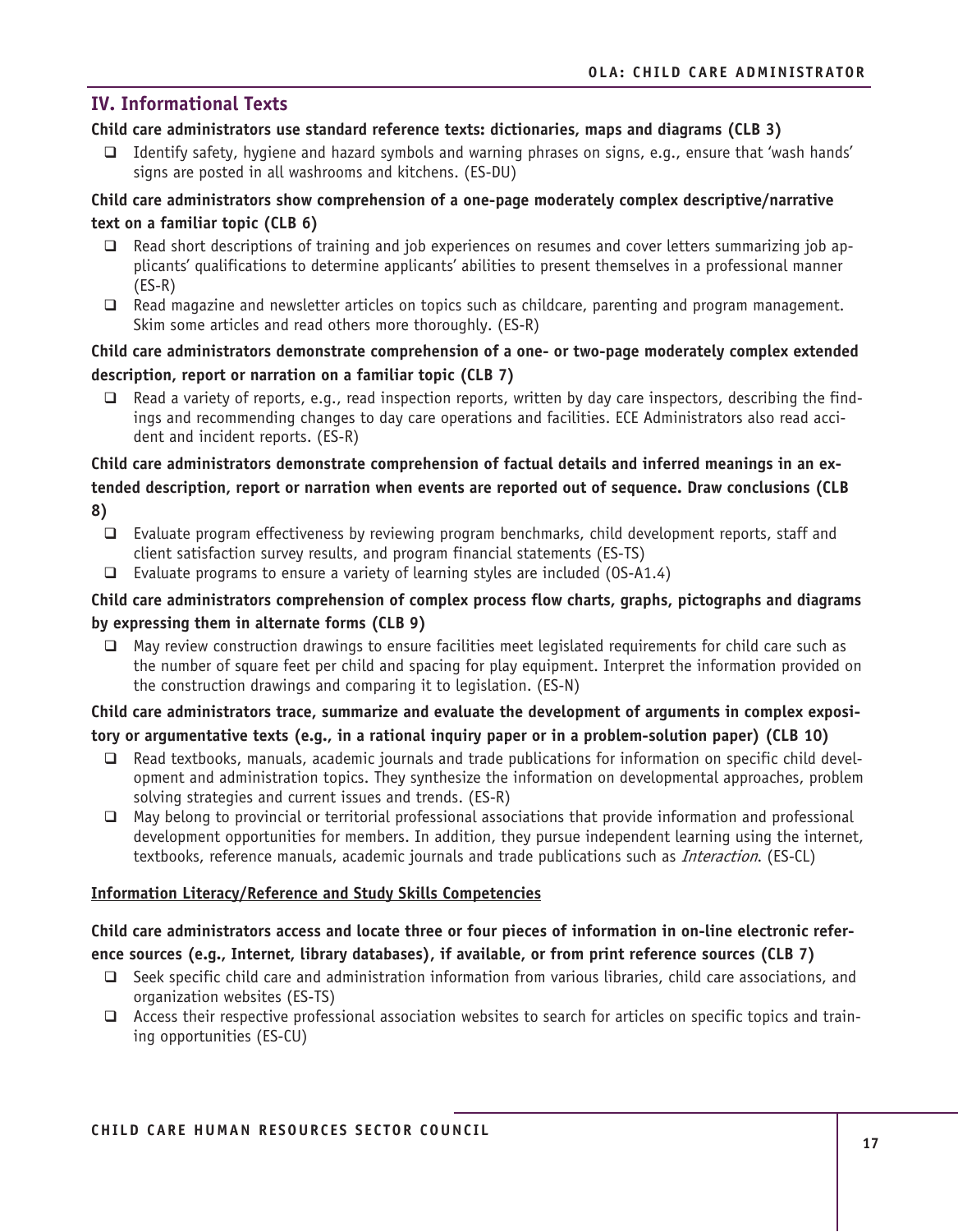## IV. Informational Texts

**Child care administrators use standard reference texts: dictionaries, maps and diagrams (CLB 3)**

- Identify safety, hygiene and hazard symbols and warning phrases on signs, e.g., ensure that 'wash hands' signs are posted in all washrooms and kitchens. (ES-DU)

**Child care administrators show comprehension of a one-page moderately complex descriptive/narrative text on a familiar topic (CLB 6)**

- Read short descriptions of training and job experiences on resumes and cover letters summarizing job applicants' qualifications to determine applicants' abilities to present themselves in a professional manner (ES-R)
- Read magazine and newsletter articles on topics such as childcare, parenting and program management. Skim some articles and read others more thoroughly. (ES-R)

**Child care administrators demonstrate comprehension of a one- or two-page moderately complex extended description, report or narration on a familiar topic (CLB 7)**

- Read a variety of reports, e.g., read inspection reports, written by day care inspectors, describing the findings and recommending changes to day care operations and facilities. ECE Administrators also read accident and incident reports. (ES-R)

**Child care administrators demonstrate comprehension of factual details and inferred meanings in an extended description, report or narration when events are reported out of sequence. Draw conclusions (CLB 8)**

- Evaluate program effectiveness by reviewing program benchmarks, child development reports, staff and client satisfaction survey results, and program financial statements (ES-TS)
- Evaluate programs to ensure a variety of learning styles are included (OS-A1.4)

**Child care administrators comprehension of complex process flow charts, graphs, pictographs and diagrams by expressing them in alternate forms (CLB 9)**

- May review construction drawings to ensure facilities meet legislated requirements for child care such as the number of square feet per child and spacing for play equipment. Interpret the information provided on the construction drawings and comparing it to legislation. (ES-N)

**Child care administrators trace, summarize and evaluate the development of arguments in complex expository or argumentative texts (e.g., in a rational inquiry paper or in a problem-solution paper) (CLB 10)**

- Read textbooks, manuals, academic journals and trade publications for information on specific child development and administration topics. They synthesize the information on developmental approaches, problem solving strategies and current issues and trends. (ES-R)
- May belong to provincial or territorial professional associations that provide information and professional development opportunities for members. In addition, they pursue independent learning using the internet, textbooks, reference manuals, academic journals and trade publications such as *Interaction*. (ES-CL)

**Information Literacy/Reference and Study Skills Competencies**

**Child care administrators access and locate three or four pieces of information in on-line electronic reference sources (e.g., Internet, library databases), if available, or from print reference sources (CLB 7)**

- Seek specific child care and administration information from various libraries, child care associations, and organization websites (ES-TS)
- Access their respective professional association websites to search for articles on specific topics and training opportunities (ES-CU)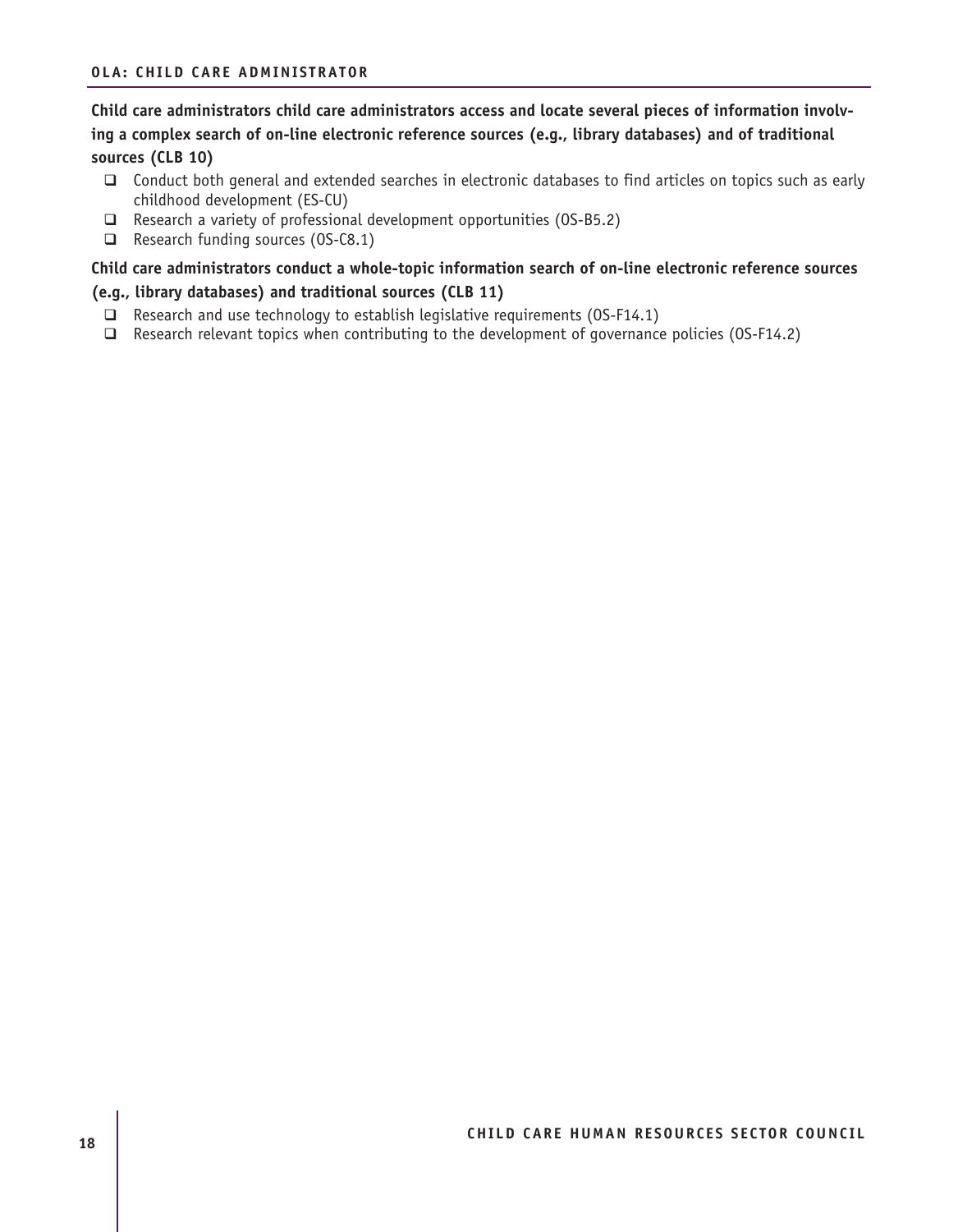**Child care administrators child care administrators access and locate several pieces of information involving a complex search of on-line electronic reference sources (e.g., library databases) and of traditional sources (CLB 10)**

- ❑ Conduct both general and extended searches in electronic databases to find articles on topics such as early childhood development (ES-CU)
- ❑ Research a variety of professional development opportunities (OS-B5.2)
- ❑ Research funding sources (OS-C8.1)

**Child care administrators conduct a whole-topic information search of on-line electronic reference sources (e.g., library databases) and traditional sources (CLB 11)**

- ❑ Research and use technology to establish legislative requirements (OS-F14.1)
- ❑ Research relevant topics when contributing to the development of governance policies (OS-F14.2)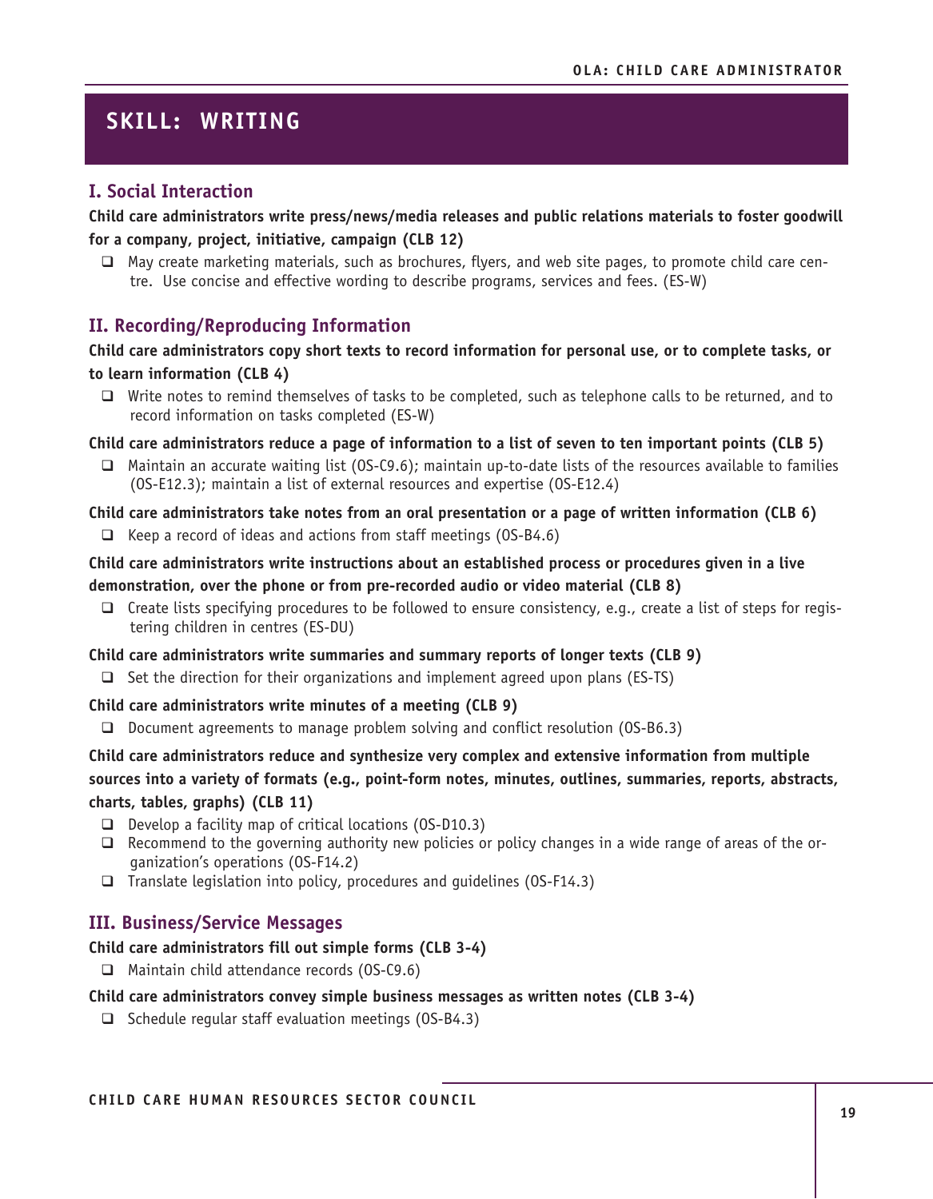# SKILL: WRITING

## I. Social Interaction

**Child care administrators write press/news/media releases and public relations materials to foster goodwill for a company, project, initiative, campaign (CLB 12)**

- ❑ May create marketing materials, such as brochures, flyers, and web site pages, to promote child care centre. Use concise and effective wording to describe programs, services and fees. (ES-W)

## II. Recording/Reproducing Information

**Child care administrators copy short texts to record information for personal use, or to complete tasks, or to learn information (CLB 4)**

- ❑ Write notes to remind themselves of tasks to be completed, such as telephone calls to be returned, and to record information on tasks completed (ES-W)

**Child care administrators reduce a page of information to a list of seven to ten important points (CLB 5)**

- ❑ Maintain an accurate waiting list (OS-C9.6); maintain up-to-date lists of the resources available to families (OS-E12.3); maintain a list of external resources and expertise (OS-E12.4)

**Child care administrators take notes from an oral presentation or a page of written information (CLB 6)**

- ❑ Keep a record of ideas and actions from staff meetings (OS-B4.6)

**Child care administrators write instructions about an established process or procedures given in a live demonstration, over the phone or from pre-recorded audio or video material (CLB 8)**

- ❑ Create lists specifying procedures to be followed to ensure consistency, e.g., create a list of steps for registering children in centres (ES-DU)

**Child care administrators write summaries and summary reports of longer texts (CLB 9)**

- ❑ Set the direction for their organizations and implement agreed upon plans (ES-TS)

**Child care administrators write minutes of a meeting (CLB 9)**

- ❑ Document agreements to manage problem solving and conflict resolution (OS-B6.3)

**Child care administrators reduce and synthesize very complex and extensive information from multiple sources into a variety of formats (e.g., point-form notes, minutes, outlines, summaries, reports, abstracts, charts, tables, graphs) (CLB 11)**

- ❑ Develop a facility map of critical locations (OS-D10.3)
- ❑ Recommend to the governing authority new policies or policy changes in a wide range of areas of the organization's operations (OS-F14.2)
- ❑ Translate legislation into policy, procedures and guidelines (OS-F14.3)

## III. Business/Service Messages

**Child care administrators fill out simple forms (CLB 3-4)**

- ❑ Maintain child attendance records (OS-C9.6)

**Child care administrators convey simple business messages as written notes (CLB 3-4)**

- ❑ Schedule regular staff evaluation meetings (OS-B4.3)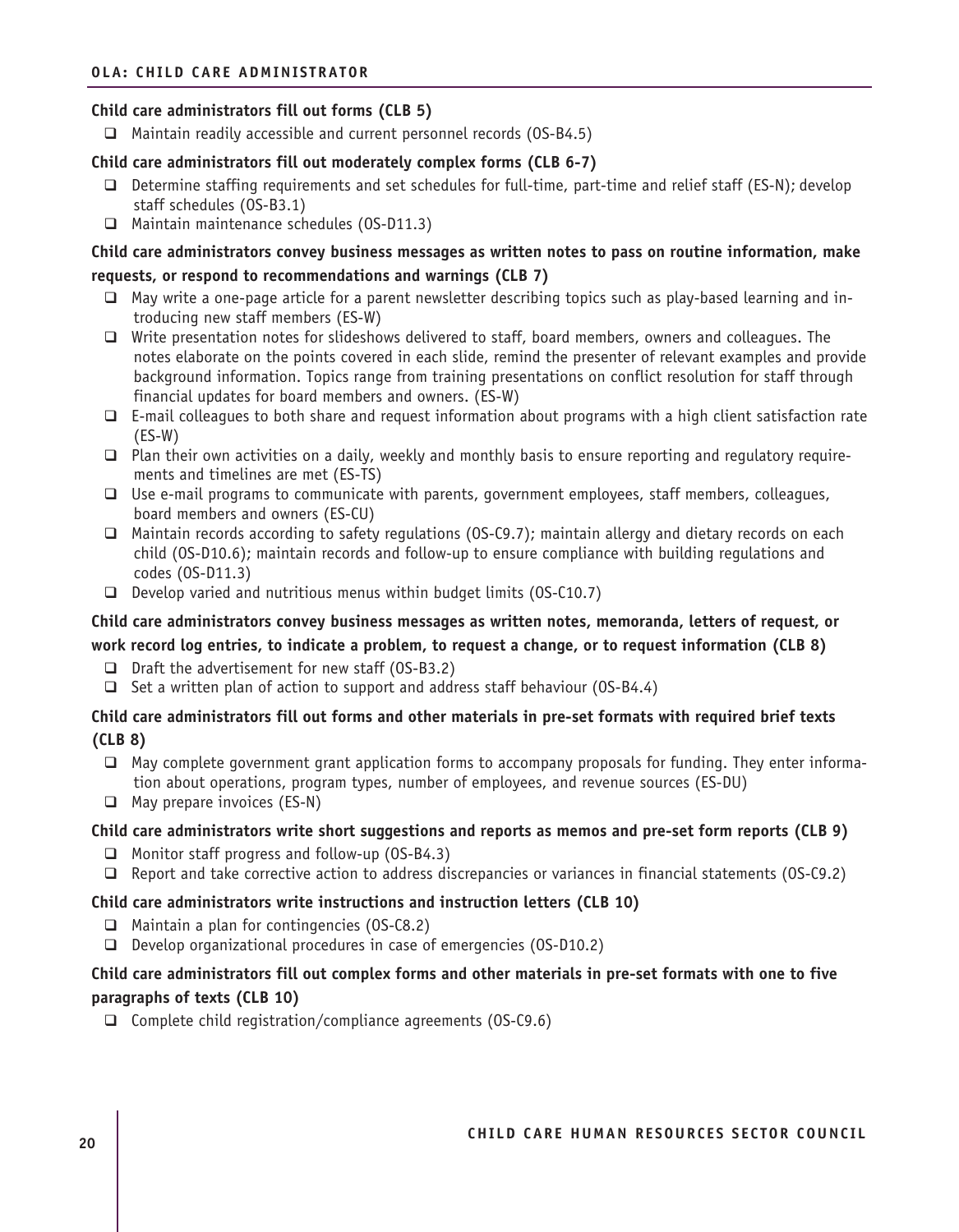**Child care administrators fill out forms (CLB 5)**

- ❑ Maintain readily accessible and current personnel records (OS-B4.5)

**Child care administrators fill out moderately complex forms (CLB 6-7)**

- ❑ Determine staffing requirements and set schedules for full-time, part-time and relief staff (ES-N); develop staff schedules (OS-B3.1)
- ❑ Maintain maintenance schedules (OS-D11.3)

**Child care administrators convey business messages as written notes to pass on routine information, make requests, or respond to recommendations and warnings (CLB 7)**

- ❑ May write a one-page article for a parent newsletter describing topics such as play-based learning and introducing new staff members (ES-W)
- ❑ Write presentation notes for slideshows delivered to staff, board members, owners and colleagues. The notes elaborate on the points covered in each slide, remind the presenter of relevant examples and provide background information. Topics range from training presentations on conflict resolution for staff through financial updates for board members and owners. (ES-W)
- ❑ E-mail colleagues to both share and request information about programs with a high client satisfaction rate (ES-W)
- ❑ Plan their own activities on a daily, weekly and monthly basis to ensure reporting and regulatory requirements and timelines are met (ES-TS)
- ❑ Use e-mail programs to communicate with parents, government employees, staff members, colleagues, board members and owners (ES-CU)
- ❑ Maintain records according to safety regulations (OS-C9.7); maintain allergy and dietary records on each child (OS-D10.6); maintain records and follow-up to ensure compliance with building regulations and codes (OS-D11.3)
- ❑ Develop varied and nutritious menus within budget limits (OS-C10.7)

**Child care administrators convey business messages as written notes, memoranda, letters of request, or work record log entries, to indicate a problem, to request a change, or to request information (CLB 8)**

- ❑ Draft the advertisement for new staff (OS-B3.2)
- ❑ Set a written plan of action to support and address staff behaviour (OS-B4.4)

**Child care administrators fill out forms and other materials in pre-set formats with required brief texts (CLB 8)**

- ❑ May complete government grant application forms to accompany proposals for funding. They enter information about operations, program types, number of employees, and revenue sources (ES-DU)
- ❑ May prepare invoices (ES-N)

**Child care administrators write short suggestions and reports as memos and pre-set form reports (CLB 9)**

- ❑ Monitor staff progress and follow-up (OS-B4.3)
- ❑ Report and take corrective action to address discrepancies or variances in financial statements (OS-C9.2)

**Child care administrators write instructions and instruction letters (CLB 10)**

- ❑ Maintain a plan for contingencies (OS-C8.2)
- ❑ Develop organizational procedures in case of emergencies (OS-D10.2)

**Child care administrators fill out complex forms and other materials in pre-set formats with one to five paragraphs of texts (CLB 10)**

- ❑ Complete child registration/compliance agreements (OS-C9.6)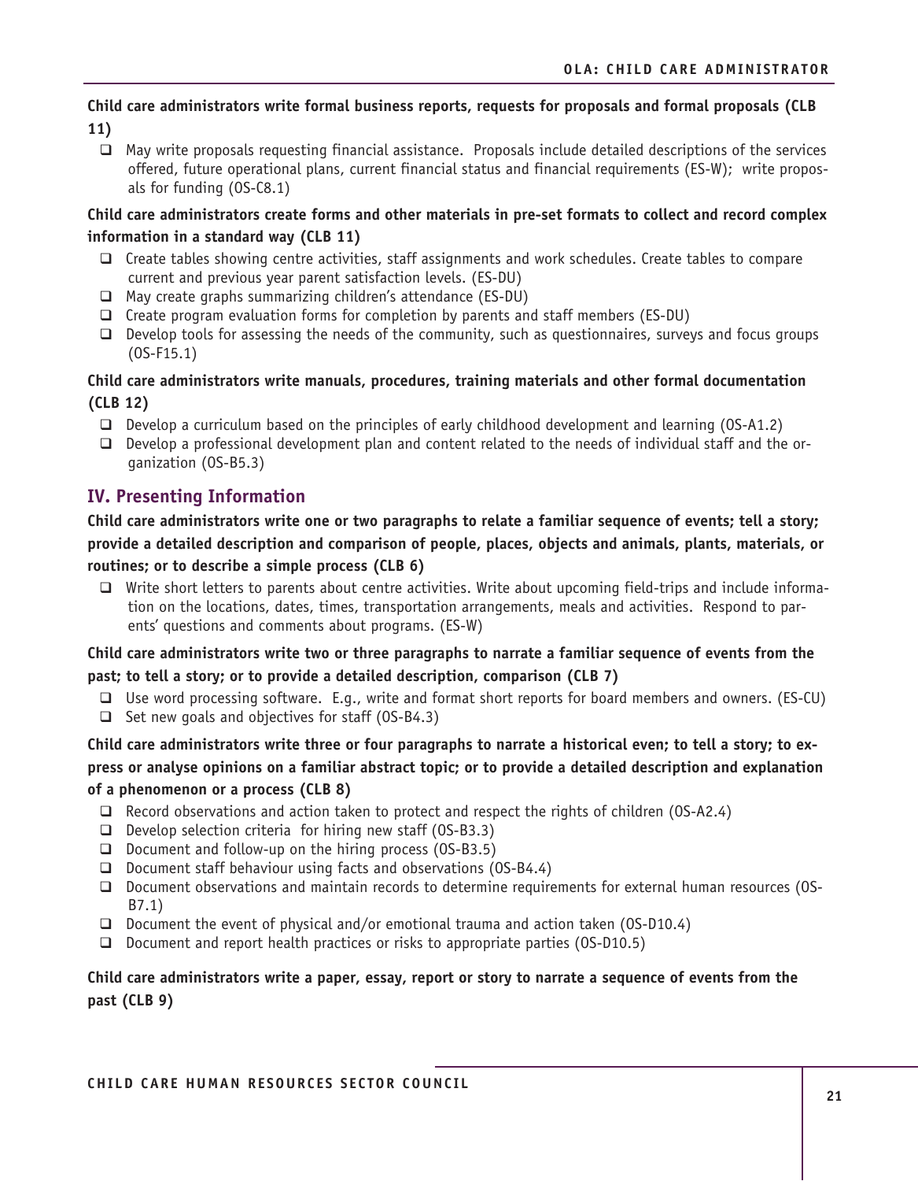**Child care administrators write formal business reports, requests for proposals and formal proposals (CLB 11)**

- May write proposals requesting financial assistance. Proposals include detailed descriptions of the services offered, future operational plans, current financial status and financial requirements (ES-W); write proposals for funding (OS-C8.1)

**Child care administrators create forms and other materials in pre-set formats to collect and record complex information in a standard way (CLB 11)**

- Create tables showing centre activities, staff assignments and work schedules. Create tables to compare current and previous year parent satisfaction levels. (ES-DU)
- May create graphs summarizing children's attendance (ES-DU)
- Create program evaluation forms for completion by parents and staff members (ES-DU)
- Develop tools for assessing the needs of the community, such as questionnaires, surveys and focus groups (OS-F15.1)

**Child care administrators write manuals, procedures, training materials and other formal documentation (CLB 12)**

- Develop a curriculum based on the principles of early childhood development and learning (OS-A1.2)
- Develop a professional development plan and content related to the needs of individual staff and the organization (OS-B5.3)

## IV. Presenting Information

**Child care administrators write one or two paragraphs to relate a familiar sequence of events; tell a story; provide a detailed description and comparison of people, places, objects and animals, plants, materials, or routines; or to describe a simple process (CLB 6)**

- Write short letters to parents about centre activities. Write about upcoming field-trips and include information on the locations, dates, times, transportation arrangements, meals and activities. Respond to parents' questions and comments about programs. (ES-W)

**Child care administrators write two or three paragraphs to narrate a familiar sequence of events from the past; to tell a story; or to provide a detailed description, comparison (CLB 7)**

- Use word processing software. E.g., write and format short reports for board members and owners. (ES-CU)
- Set new goals and objectives for staff (OS-B4.3)

**Child care administrators write three or four paragraphs to narrate a historical even; to tell a story; to express or analyse opinions on a familiar abstract topic; or to provide a detailed description and explanation of a phenomenon or a process (CLB 8)**

- Record observations and action taken to protect and respect the rights of children (OS-A2.4)
- Develop selection criteria for hiring new staff (OS-B3.3)
- Document and follow-up on the hiring process (OS-B3.5)
- Document staff behaviour using facts and observations (OS-B4.4)
- Document observations and maintain records to determine requirements for external human resources (OS-B7.1)
- Document the event of physical and/or emotional trauma and action taken (OS-D10.4)
- Document and report health practices or risks to appropriate parties (OS-D10.5)

**Child care administrators write a paper, essay, report or story to narrate a sequence of events from the past (CLB 9)**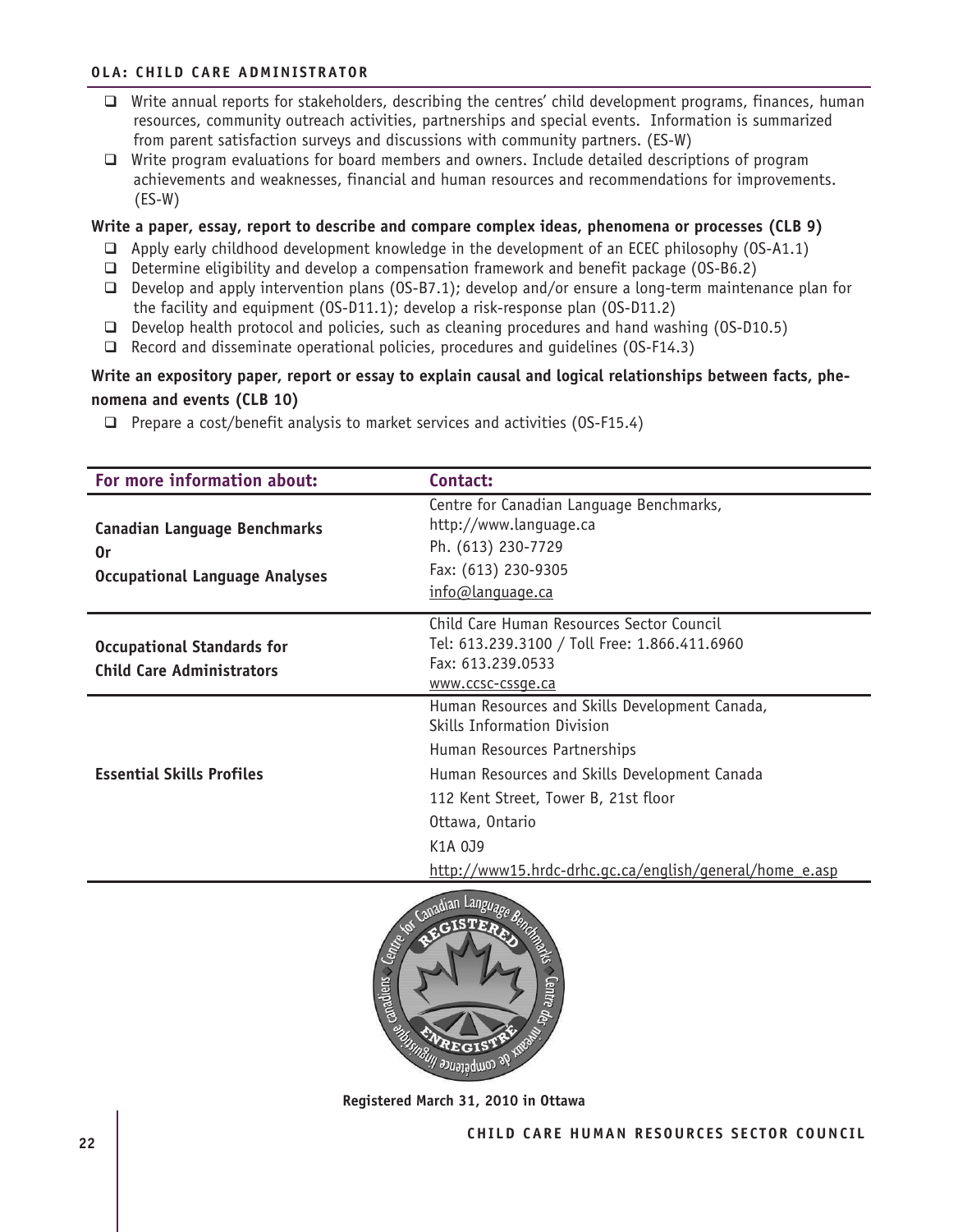- ❑ Write annual reports for stakeholders, describing the centres' child development programs, finances, human resources, community outreach activities, partnerships and special events. Information is summarized from parent satisfaction surveys and discussions with community partners. (ES-W)
- ❑ Write program evaluations for board members and owners. Include detailed descriptions of program achievements and weaknesses, financial and human resources and recommendations for improvements. (ES-W)

**Write a paper, essay, report to describe and compare complex ideas, phenomena or processes (CLB 9)**

- ❑ Apply early childhood development knowledge in the development of an ECEC philosophy (OS-A1.1)
- ❑ Determine eligibility and develop a compensation framework and benefit package (OS-B6.2)
- ❑ Develop and apply intervention plans (OS-B7.1); develop and/or ensure a long-term maintenance plan for the facility and equipment (OS-D11.1); develop a risk-response plan (OS-D11.2)
- ❑ Develop health protocol and policies, such as cleaning procedures and hand washing (OS-D10.5)
- ❑ Record and disseminate operational policies, procedures and guidelines (OS-F14.3)

**Write an expository paper, report or essay to explain causal and logical relationships between facts, phenomena and events (CLB 10)**

- ❑ Prepare a cost/benefit analysis to market services and activities (OS-F15.4)

| For more information about: | Contact: |
|---|---|
| **Canadian Language Benchmarks Or Occupational Language Analyses** | Centre for Canadian Language Benchmarks, http://www.language.ca<br>Ph. (613) 230-7729<br>Fax: (613) 230-9305<br>info@language.ca |
| **Occupational Standards for Child Care Administrators** | Child Care Human Resources Sector Council<br>Tel: 613.239.3100 / Toll Free: 1.866.411.6960<br>Fax: 613.239.0533<br>www.ccsc-cssge.ca |
| **Essential Skills Profiles** | Human Resources and Skills Development Canada, Skills Information Division<br>Human Resources Partnerships<br>Human Resources and Skills Development Canada<br>112 Kent Street, Tower B, 21st floor<br>Ottawa, Ontario<br>K1A 0J9<br>http://www15.hrdc-drhc.gc.ca/english/general/home_e.asp |

**Registered March 31, 2010 in Ottawa**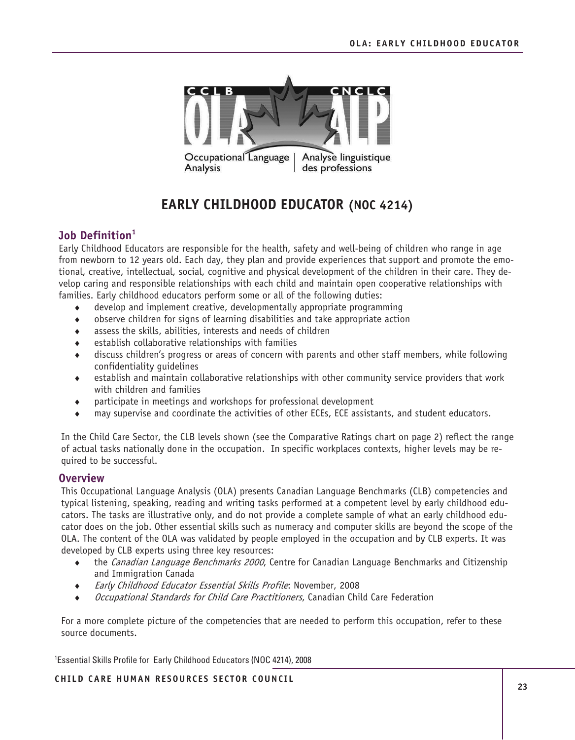CCLB CNCLC

OLA ALP

Occupational Language Analysis | Analyse linguistique des professions

# EARLY CHILDHOOD EDUCATOR (NOC 4214)

## Job Definition[1]

Early Childhood Educators are responsible for the health, safety and well-being of children who range in age from newborn to 12 years old. Each day, they plan and provide experiences that support and promote the emotional, creative, intellectual, social, cognitive and physical development of the children in their care. They develop caring and responsible relationships with each child and maintain open cooperative relationships with families. Early childhood educators perform some or all of the following duties:

- develop and implement creative, developmentally appropriate programming
- observe children for signs of learning disabilities and take appropriate action
- assess the skills, abilities, interests and needs of children
- establish collaborative relationships with families
- discuss children's progress or areas of concern with parents and other staff members, while following confidentiality guidelines
- establish and maintain collaborative relationships with other community service providers that work with children and families
- participate in meetings and workshops for professional development
- may supervise and coordinate the activities of other ECEs, ECE assistants, and student educators.

In the Child Care Sector, the CLB levels shown (see the Comparative Ratings chart on page 2) reflect the range of actual tasks nationally done in the occupation. In specific workplaces contexts, higher levels may be required to be successful.

## Overview

This Occupational Language Analysis (OLA) presents Canadian Language Benchmarks (CLB) competencies and typical listening, speaking, reading and writing tasks performed at a competent level by early childhood educators. The tasks are illustrative only, and do not provide a complete sample of what an early childhood educator does on the job. Other essential skills such as numeracy and computer skills are beyond the scope of the OLA. The content of the OLA was validated by people employed in the occupation and by CLB experts. It was developed by CLB experts using three key resources:

- the *Canadian Language Benchmarks 2000*, Centre for Canadian Language Benchmarks and Citizenship and Immigration Canada
- *Early Childhood Educator Essential Skills Profile*: November, 2008
- *Occupational Standards for Child Care Practitioners*, Canadian Child Care Federation

For a more complete picture of the competencies that are needed to perform this occupation, refer to these source documents.

[1]Essential Skills Profile for Early Childhood Educators (NOC 4214), 2008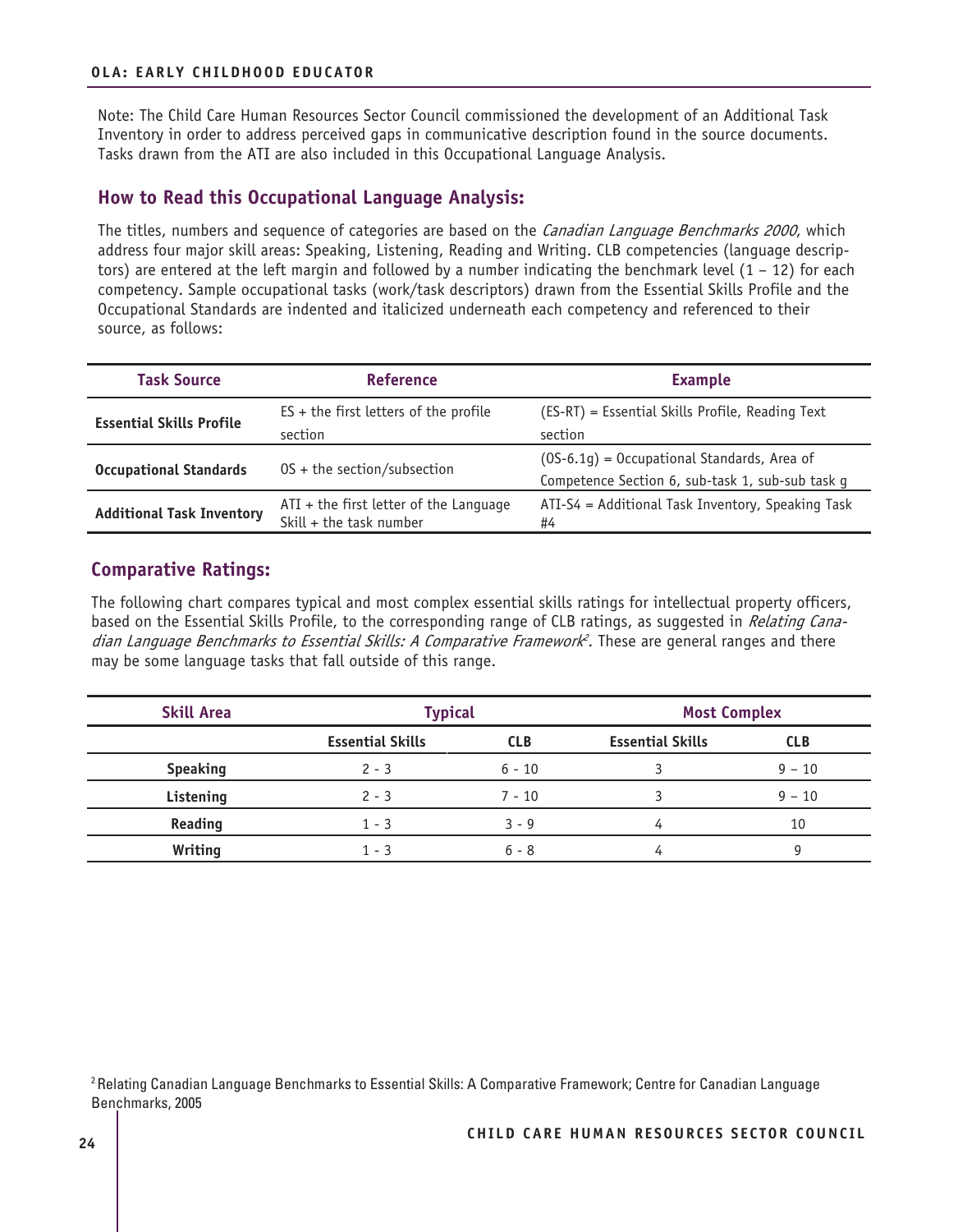Note: The Child Care Human Resources Sector Council commissioned the development of an Additional Task Inventory in order to address perceived gaps in communicative description found in the source documents. Tasks drawn from the ATI are also included in this Occupational Language Analysis.

## How to Read this Occupational Language Analysis:

The titles, numbers and sequence of categories are based on the *Canadian Language Benchmarks 2000*, which address four major skill areas: Speaking, Listening, Reading and Writing. CLB competencies (language descriptors) are entered at the left margin and followed by a number indicating the benchmark level (1 – 12) for each competency. Sample occupational tasks (work/task descriptors) drawn from the Essential Skills Profile and the Occupational Standards are indented and italicized underneath each competency and referenced to their source, as follows:

| Task Source | Reference | Example |
|---|---|---|
| **Essential Skills Profile** | ES + the first letters of the profile section | (ES-RT) = Essential Skills Profile, Reading Text section |
| **Occupational Standards** | OS + the section/subsection | (OS-6.1g) = Occupational Standards, Area of Competence Section 6, sub-task 1, sub-sub task g |
| **Additional Task Inventory** | ATI + the first letter of the Language Skill + the task number | ATI-S4 = Additional Task Inventory, Speaking Task #4 |

## Comparative Ratings:

The following chart compares typical and most complex essential skills ratings for intellectual property officers, based on the Essential Skills Profile, to the corresponding range of CLB ratings, as suggested in *Relating Canadian Language Benchmarks to Essential Skills: A Comparative Framework*[2]. These are general ranges and there may be some language tasks that fall outside of this range.

| Skill Area | Typical | | Most Complex | |
|---|---|---|---|---|
| | **Essential Skills** | **CLB** | **Essential Skills** | **CLB** |
| **Speaking** | 2 - 3 | 6 - 10 | 3 | 9 – 10 |
| **Listening** | 2 - 3 | 7 - 10 | 3 | 9 – 10 |
| **Reading** | 1 - 3 | 3 - 9 | 4 | 10 |
| **Writing** | 1 - 3 | 6 - 8 | 4 | 9 |

[2] Relating Canadian Language Benchmarks to Essential Skills: A Comparative Framework; Centre for Canadian Language Benchmarks, 2005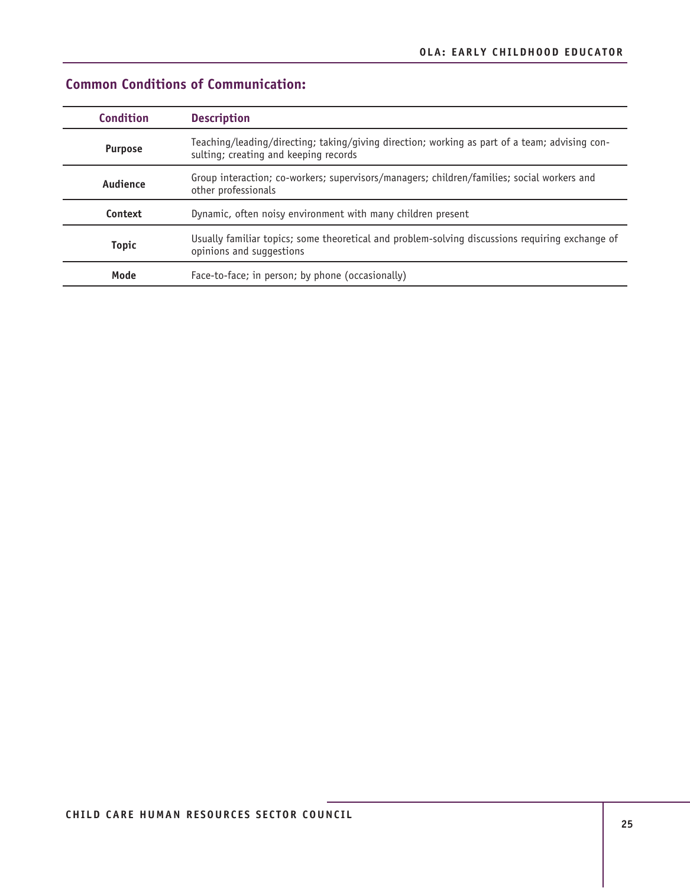### Common Conditions of Communication:

| Condition | Description |
|---|---|
| **Purpose** | Teaching/leading/directing; taking/giving direction; working as part of a team; advising consulting; creating and keeping records |
| **Audience** | Group interaction; co-workers; supervisors/managers; children/families; social workers and other professionals |
| **Context** | Dynamic, often noisy environment with many children present |
| **Topic** | Usually familiar topics; some theoretical and problem-solving discussions requiring exchange of opinions and suggestions |
| **Mode** | Face-to-face; in person; by phone (occasionally) |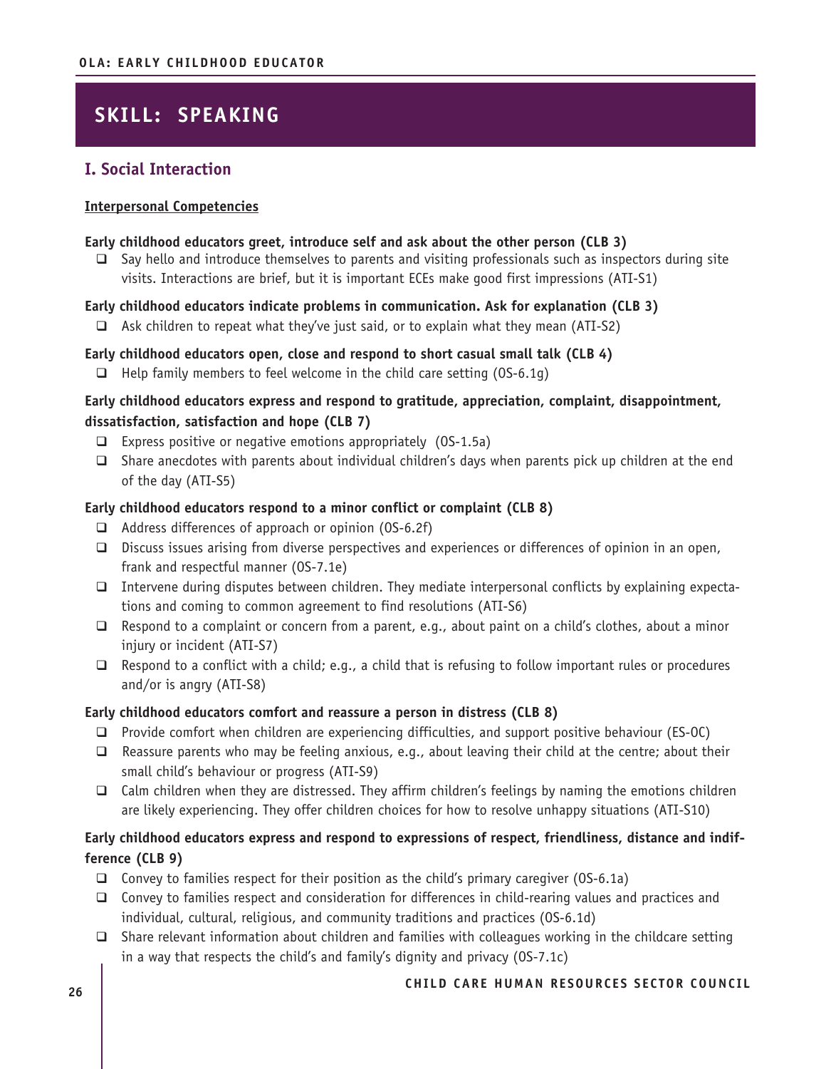# SKILL: SPEAKING

## I. Social Interaction

**Interpersonal Competencies**

**Early childhood educators greet, introduce self and ask about the other person (CLB 3)**

- ❑ Say hello and introduce themselves to parents and visiting professionals such as inspectors during site visits. Interactions are brief, but it is important ECEs make good first impressions (ATI-S1)

**Early childhood educators indicate problems in communication. Ask for explanation (CLB 3)**

- ❑ Ask children to repeat what they've just said, or to explain what they mean (ATI-S2)

**Early childhood educators open, close and respond to short casual small talk (CLB 4)**

- ❑ Help family members to feel welcome in the child care setting (OS-6.1g)

**Early childhood educators express and respond to gratitude, appreciation, complaint, disappointment, dissatisfaction, satisfaction and hope (CLB 7)**

- ❑ Express positive or negative emotions appropriately (OS-1.5a)
- ❑ Share anecdotes with parents about individual children's days when parents pick up children at the end of the day (ATI-S5)

**Early childhood educators respond to a minor conflict or complaint (CLB 8)**

- ❑ Address differences of approach or opinion (OS-6.2f)
- ❑ Discuss issues arising from diverse perspectives and experiences or differences of opinion in an open, frank and respectful manner (OS-7.1e)
- ❑ Intervene during disputes between children. They mediate interpersonal conflicts by explaining expectations and coming to common agreement to find resolutions (ATI-S6)
- ❑ Respond to a complaint or concern from a parent, e.g., about paint on a child's clothes, about a minor injury or incident (ATI-S7)
- ❑ Respond to a conflict with a child; e.g., a child that is refusing to follow important rules or procedures and/or is angry (ATI-S8)

**Early childhood educators comfort and reassure a person in distress (CLB 8)**

- ❑ Provide comfort when children are experiencing difficulties, and support positive behaviour (ES-OC)
- ❑ Reassure parents who may be feeling anxious, e.g., about leaving their child at the centre; about their small child's behaviour or progress (ATI-S9)
- ❑ Calm children when they are distressed. They affirm children's feelings by naming the emotions children are likely experiencing. They offer children choices for how to resolve unhappy situations (ATI-S10)

**Early childhood educators express and respond to expressions of respect, friendliness, distance and indifference (CLB 9)**

- ❑ Convey to families respect for their position as the child's primary caregiver (OS-6.1a)
- ❑ Convey to families respect and consideration for differences in child-rearing values and practices and individual, cultural, religious, and community traditions and practices (OS-6.1d)
- ❑ Share relevant information about children and families with colleagues working in the childcare setting in a way that respects the child's and family's dignity and privacy (OS-7.1c)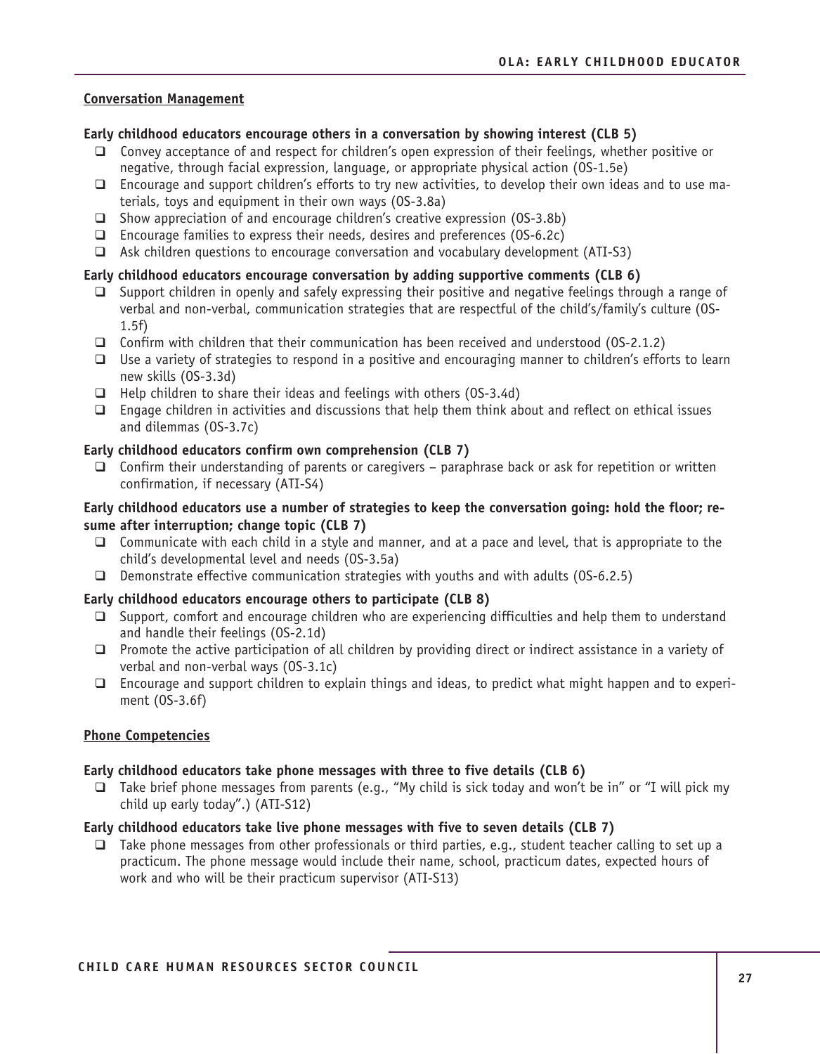## Conversation Management

**Early childhood educators encourage others in a conversation by showing interest (CLB 5)**

- ❑ Convey acceptance of and respect for children's open expression of their feelings, whether positive or negative, through facial expression, language, or appropriate physical action (OS-1.5e)
- ❑ Encourage and support children's efforts to try new activities, to develop their own ideas and to use materials, toys and equipment in their own ways (OS-3.8a)
- ❑ Show appreciation of and encourage children's creative expression (OS-3.8b)
- ❑ Encourage families to express their needs, desires and preferences (OS-6.2c)
- ❑ Ask children questions to encourage conversation and vocabulary development (ATI-S3)

**Early childhood educators encourage conversation by adding supportive comments (CLB 6)**

- ❑ Support children in openly and safely expressing their positive and negative feelings through a range of verbal and non-verbal, communication strategies that are respectful of the child's/family's culture (OS-1.5f)
- ❑ Confirm with children that their communication has been received and understood (OS-2.1.2)
- ❑ Use a variety of strategies to respond in a positive and encouraging manner to children's efforts to learn new skills (OS-3.3d)
- ❑ Help children to share their ideas and feelings with others (OS-3.4d)
- ❑ Engage children in activities and discussions that help them think about and reflect on ethical issues and dilemmas (OS-3.7c)

**Early childhood educators confirm own comprehension (CLB 7)**

- ❑ Confirm their understanding of parents or caregivers – paraphrase back or ask for repetition or written confirmation, if necessary (ATI-S4)

**Early childhood educators use a number of strategies to keep the conversation going: hold the floor; resume after interruption; change topic (CLB 7)**

- ❑ Communicate with each child in a style and manner, and at a pace and level, that is appropriate to the child's developmental level and needs (OS-3.5a)
- ❑ Demonstrate effective communication strategies with youths and with adults (OS-6.2.5)

**Early childhood educators encourage others to participate (CLB 8)**

- ❑ Support, comfort and encourage children who are experiencing difficulties and help them to understand and handle their feelings (OS-2.1d)
- ❑ Promote the active participation of all children by providing direct or indirect assistance in a variety of verbal and non-verbal ways (OS-3.1c)
- ❑ Encourage and support children to explain things and ideas, to predict what might happen and to experiment (OS-3.6f)

## Phone Competencies

**Early childhood educators take phone messages with three to five details (CLB 6)**

- ❑ Take brief phone messages from parents (e.g., "My child is sick today and won't be in" or "I will pick my child up early today".) (ATI-S12)

**Early childhood educators take live phone messages with five to seven details (CLB 7)**

- ❑ Take phone messages from other professionals or third parties, e.g., student teacher calling to set up a practicum. The phone message would include their name, school, practicum dates, expected hours of work and who will be their practicum supervisor (ATI-S13)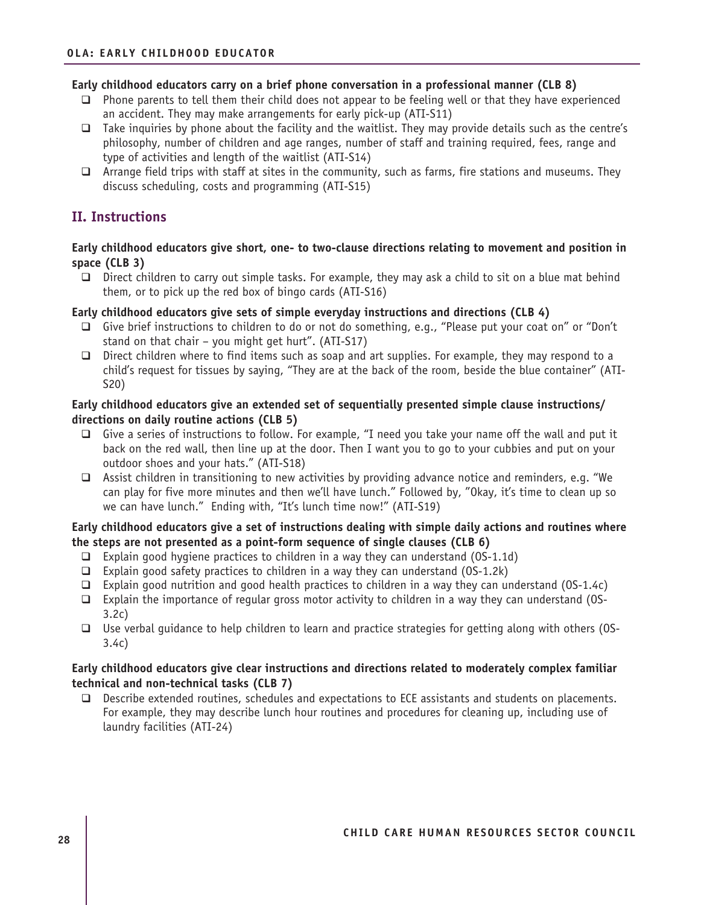**Early childhood educators carry on a brief phone conversation in a professional manner (CLB 8)**

- Phone parents to tell them their child does not appear to be feeling well or that they have experienced an accident. They may make arrangements for early pick-up (ATI-S11)
- Take inquiries by phone about the facility and the waitlist. They may provide details such as the centre's philosophy, number of children and age ranges, number of staff and training required, fees, range and type of activities and length of the waitlist (ATI-S14)
- Arrange field trips with staff at sites in the community, such as farms, fire stations and museums. They discuss scheduling, costs and programming (ATI-S15)

## II. Instructions

**Early childhood educators give short, one- to two-clause directions relating to movement and position in space (CLB 3)**

- Direct children to carry out simple tasks. For example, they may ask a child to sit on a blue mat behind them, or to pick up the red box of bingo cards (ATI-S16)

**Early childhood educators give sets of simple everyday instructions and directions (CLB 4)**

- Give brief instructions to children to do or not do something, e.g., "Please put your coat on" or "Don't stand on that chair – you might get hurt". (ATI-S17)
- Direct children where to find items such as soap and art supplies. For example, they may respond to a child's request for tissues by saying, "They are at the back of the room, beside the blue container" (ATI-S20)

**Early childhood educators give an extended set of sequentially presented simple clause instructions/ directions on daily routine actions (CLB 5)**

- Give a series of instructions to follow. For example, "I need you take your name off the wall and put it back on the red wall, then line up at the door. Then I want you to go to your cubbies and put on your outdoor shoes and your hats." (ATI-S18)
- Assist children in transitioning to new activities by providing advance notice and reminders, e.g. "We can play for five more minutes and then we'll have lunch." Followed by, "Okay, it's time to clean up so we can have lunch." Ending with, "It's lunch time now!" (ATI-S19)

**Early childhood educators give a set of instructions dealing with simple daily actions and routines where the steps are not presented as a point-form sequence of single clauses (CLB 6)**

- Explain good hygiene practices to children in a way they can understand (OS-1.1d)
- Explain good safety practices to children in a way they can understand (OS-1.2k)
- Explain good nutrition and good health practices to children in a way they can understand (OS-1.4c)
- Explain the importance of regular gross motor activity to children in a way they can understand (OS-3.2c)
- Use verbal guidance to help children to learn and practice strategies for getting along with others (OS-3.4c)

**Early childhood educators give clear instructions and directions related to moderately complex familiar technical and non-technical tasks (CLB 7)**

- Describe extended routines, schedules and expectations to ECE assistants and students on placements. For example, they may describe lunch hour routines and procedures for cleaning up, including use of laundry facilities (ATI-24)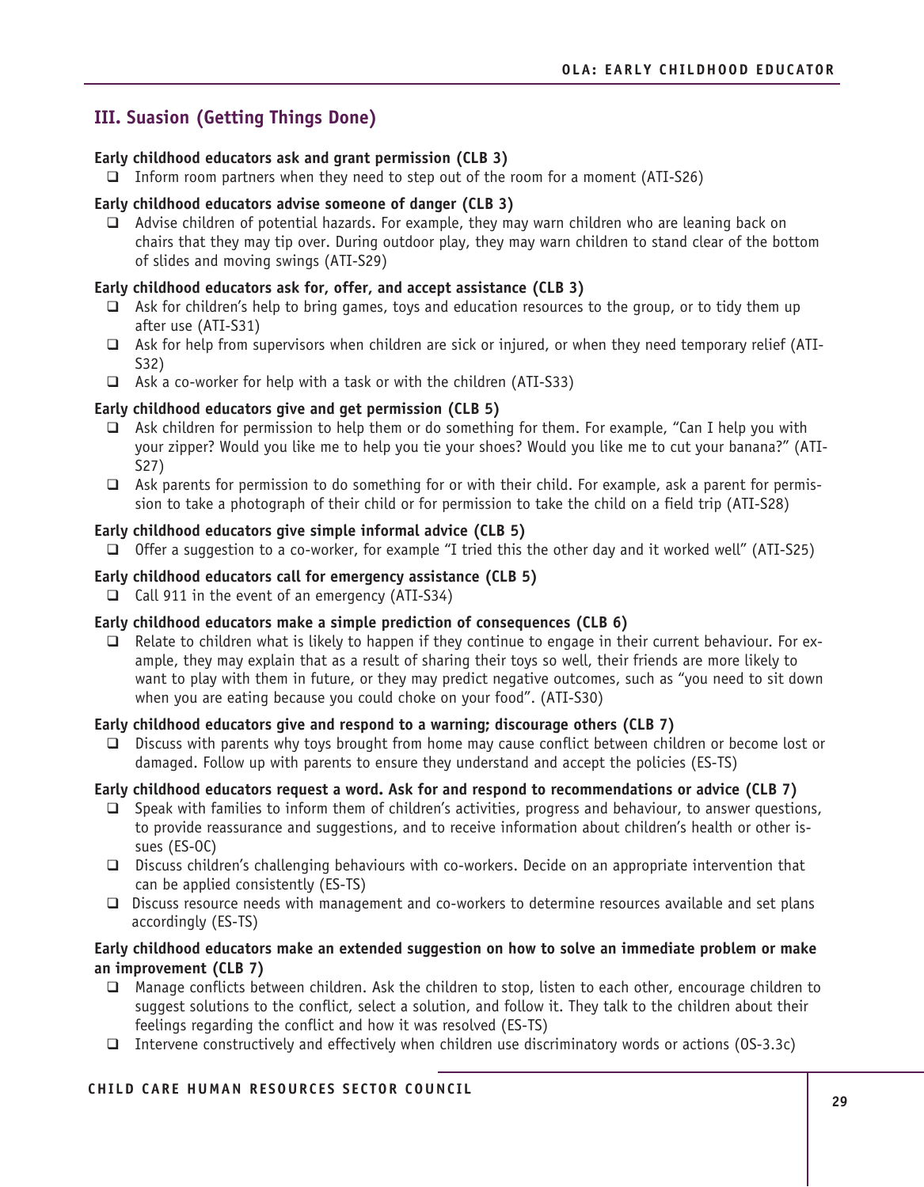## III. Suasion (Getting Things Done)

**Early childhood educators ask and grant permission (CLB 3)**

- ❑ Inform room partners when they need to step out of the room for a moment (ATI-S26)

**Early childhood educators advise someone of danger (CLB 3)**

- ❑ Advise children of potential hazards. For example, they may warn children who are leaning back on chairs that they may tip over. During outdoor play, they may warn children to stand clear of the bottom of slides and moving swings (ATI-S29)

**Early childhood educators ask for, offer, and accept assistance (CLB 3)**

- ❑ Ask for children's help to bring games, toys and education resources to the group, or to tidy them up after use (ATI-S31)
- ❑ Ask for help from supervisors when children are sick or injured, or when they need temporary relief (ATI-S32)
- ❑ Ask a co-worker for help with a task or with the children (ATI-S33)

**Early childhood educators give and get permission (CLB 5)**

- ❑ Ask children for permission to help them or do something for them. For example, "Can I help you with your zipper? Would you like me to help you tie your shoes? Would you like me to cut your banana?" (ATI-S27)
- ❑ Ask parents for permission to do something for or with their child. For example, ask a parent for permission to take a photograph of their child or for permission to take the child on a field trip (ATI-S28)

**Early childhood educators give simple informal advice (CLB 5)**

- ❑ Offer a suggestion to a co-worker, for example "I tried this the other day and it worked well" (ATI-S25)

**Early childhood educators call for emergency assistance (CLB 5)**

- ❑ Call 911 in the event of an emergency (ATI-S34)

**Early childhood educators make a simple prediction of consequences (CLB 6)**

- ❑ Relate to children what is likely to happen if they continue to engage in their current behaviour. For example, they may explain that as a result of sharing their toys so well, their friends are more likely to want to play with them in future, or they may predict negative outcomes, such as "you need to sit down when you are eating because you could choke on your food". (ATI-S30)

**Early childhood educators give and respond to a warning; discourage others (CLB 7)**

- ❑ Discuss with parents why toys brought from home may cause conflict between children or become lost or damaged. Follow up with parents to ensure they understand and accept the policies (ES-TS)

**Early childhood educators request a word. Ask for and respond to recommendations or advice (CLB 7)**

- ❑ Speak with families to inform them of children's activities, progress and behaviour, to answer questions, to provide reassurance and suggestions, and to receive information about children's health or other issues (ES-OC)
- ❑ Discuss children's challenging behaviours with co-workers. Decide on an appropriate intervention that can be applied consistently (ES-TS)
- ❑ Discuss resource needs with management and co-workers to determine resources available and set plans accordingly (ES-TS)

**Early childhood educators make an extended suggestion on how to solve an immediate problem or make an improvement (CLB 7)**

- ❑ Manage conflicts between children. Ask the children to stop, listen to each other, encourage children to suggest solutions to the conflict, select a solution, and follow it. They talk to the children about their feelings regarding the conflict and how it was resolved (ES-TS)
- ❑ Intervene constructively and effectively when children use discriminatory words or actions (OS-3.3c)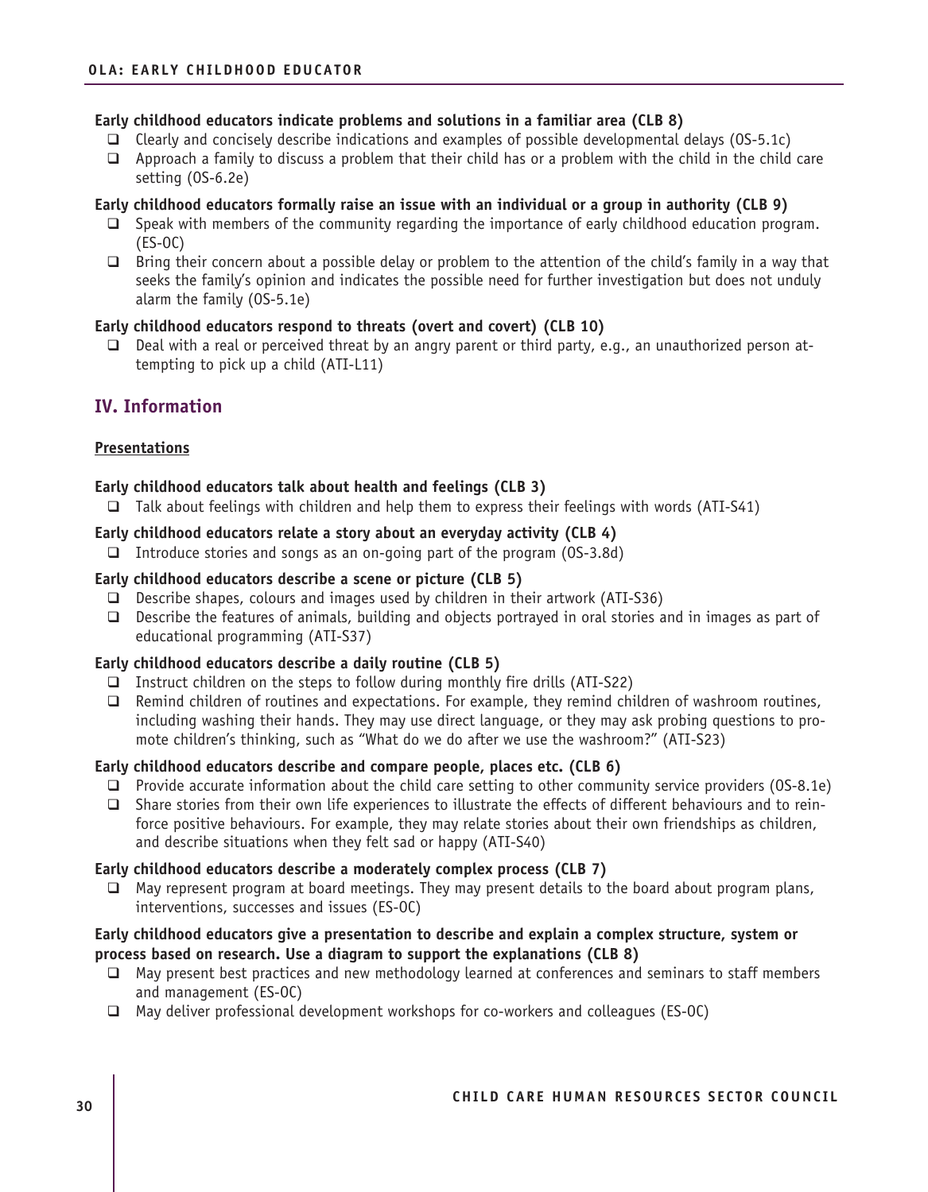**Early childhood educators indicate problems and solutions in a familiar area (CLB 8)**

- ❑ Clearly and concisely describe indications and examples of possible developmental delays (OS-5.1c)
- ❑ Approach a family to discuss a problem that their child has or a problem with the child in the child care setting (OS-6.2e)

**Early childhood educators formally raise an issue with an individual or a group in authority (CLB 9)**

- ❑ Speak with members of the community regarding the importance of early childhood education program. (ES-OC)
- ❑ Bring their concern about a possible delay or problem to the attention of the child's family in a way that seeks the family's opinion and indicates the possible need for further investigation but does not unduly alarm the family (OS-5.1e)

**Early childhood educators respond to threats (overt and covert) (CLB 10)**

- ❑ Deal with a real or perceived threat by an angry parent or third party, e.g., an unauthorized person attempting to pick up a child (ATI-L11)

## IV. Information

**Presentations**

**Early childhood educators talk about health and feelings (CLB 3)**

- ❑ Talk about feelings with children and help them to express their feelings with words (ATI-S41)

**Early childhood educators relate a story about an everyday activity (CLB 4)**

- ❑ Introduce stories and songs as an on-going part of the program (OS-3.8d)

**Early childhood educators describe a scene or picture (CLB 5)**

- ❑ Describe shapes, colours and images used by children in their artwork (ATI-S36)
- ❑ Describe the features of animals, building and objects portrayed in oral stories and in images as part of educational programming (ATI-S37)

**Early childhood educators describe a daily routine (CLB 5)**

- ❑ Instruct children on the steps to follow during monthly fire drills (ATI-S22)
- ❑ Remind children of routines and expectations. For example, they remind children of washroom routines, including washing their hands. They may use direct language, or they may ask probing questions to promote children's thinking, such as "What do we do after we use the washroom?" (ATI-S23)

**Early childhood educators describe and compare people, places etc. (CLB 6)**

- ❑ Provide accurate information about the child care setting to other community service providers (OS-8.1e)
- ❑ Share stories from their own life experiences to illustrate the effects of different behaviours and to reinforce positive behaviours. For example, they may relate stories about their own friendships as children, and describe situations when they felt sad or happy (ATI-S40)

**Early childhood educators describe a moderately complex process (CLB 7)**

- ❑ May represent program at board meetings. They may present details to the board about program plans, interventions, successes and issues (ES-OC)

**Early childhood educators give a presentation to describe and explain a complex structure, system or process based on research. Use a diagram to support the explanations (CLB 8)**

- ❑ May present best practices and new methodology learned at conferences and seminars to staff members and management (ES-OC)
- ❑ May deliver professional development workshops for co-workers and colleagues (ES-OC)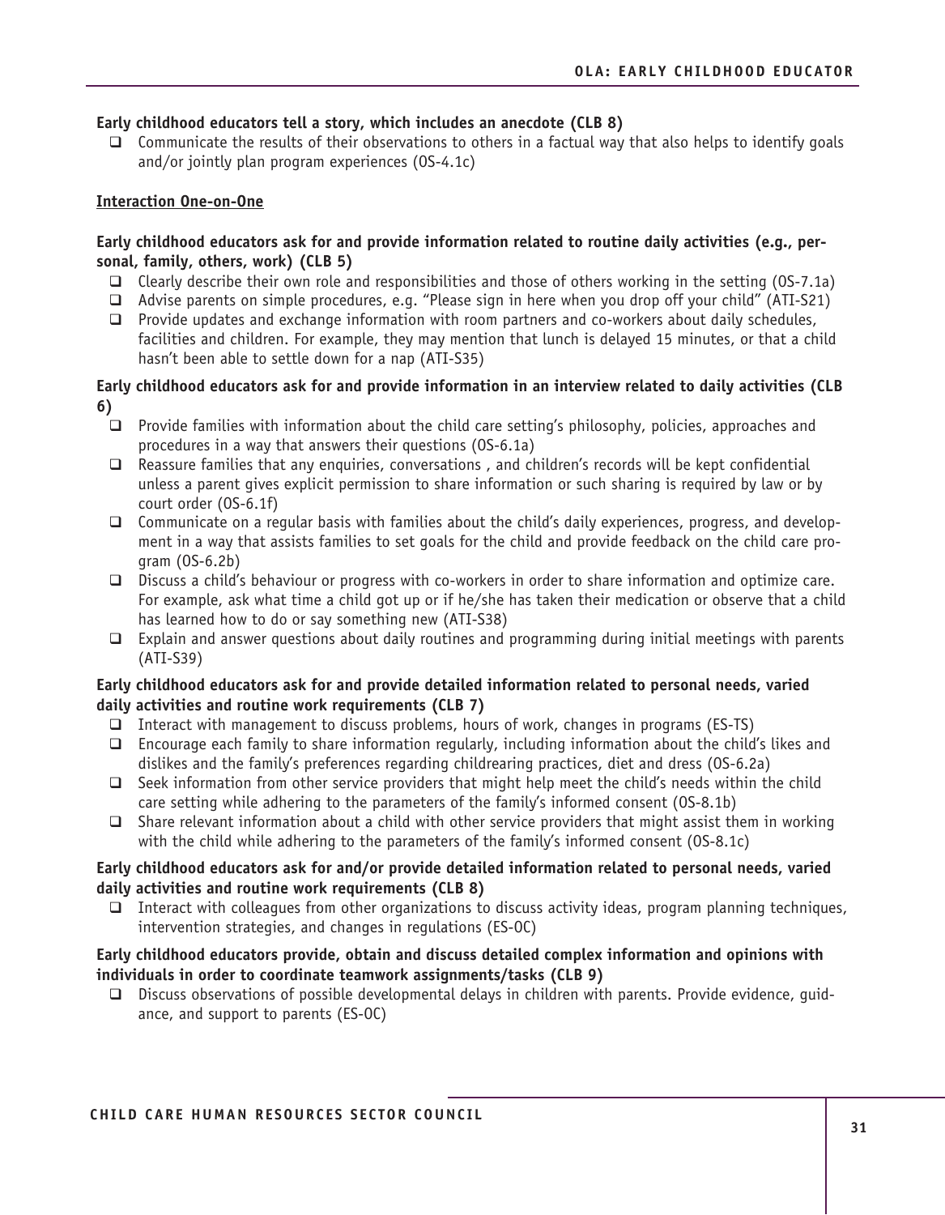**Early childhood educators tell a story, which includes an anecdote (CLB 8)**

- ❑ Communicate the results of their observations to others in a factual way that also helps to identify goals and/or jointly plan program experiences (OS-4.1c)

**Interaction One-on-One**

**Early childhood educators ask for and provide information related to routine daily activities (e.g., personal, family, others, work) (CLB 5)**

- ❑ Clearly describe their own role and responsibilities and those of others working in the setting (OS-7.1a)
- ❑ Advise parents on simple procedures, e.g. "Please sign in here when you drop off your child" (ATI-S21)
- ❑ Provide updates and exchange information with room partners and co-workers about daily schedules, facilities and children. For example, they may mention that lunch is delayed 15 minutes, or that a child hasn't been able to settle down for a nap (ATI-S35)

**Early childhood educators ask for and provide information in an interview related to daily activities (CLB 6)**

- ❑ Provide families with information about the child care setting's philosophy, policies, approaches and procedures in a way that answers their questions (OS-6.1a)
- ❑ Reassure families that any enquiries, conversations , and children's records will be kept confidential unless a parent gives explicit permission to share information or such sharing is required by law or by court order (OS-6.1f)
- ❑ Communicate on a regular basis with families about the child's daily experiences, progress, and development in a way that assists families to set goals for the child and provide feedback on the child care program (OS-6.2b)
- ❑ Discuss a child's behaviour or progress with co-workers in order to share information and optimize care. For example, ask what time a child got up or if he/she has taken their medication or observe that a child has learned how to do or say something new (ATI-S38)
- ❑ Explain and answer questions about daily routines and programming during initial meetings with parents (ATI-S39)

**Early childhood educators ask for and provide detailed information related to personal needs, varied daily activities and routine work requirements (CLB 7)**

- ❑ Interact with management to discuss problems, hours of work, changes in programs (ES-TS)
- ❑ Encourage each family to share information regularly, including information about the child's likes and dislikes and the family's preferences regarding childrearing practices, diet and dress (OS-6.2a)
- ❑ Seek information from other service providers that might help meet the child's needs within the child care setting while adhering to the parameters of the family's informed consent (OS-8.1b)
- ❑ Share relevant information about a child with other service providers that might assist them in working with the child while adhering to the parameters of the family's informed consent (OS-8.1c)

**Early childhood educators ask for and/or provide detailed information related to personal needs, varied daily activities and routine work requirements (CLB 8)**

- ❑ Interact with colleagues from other organizations to discuss activity ideas, program planning techniques, intervention strategies, and changes in regulations (ES-OC)

**Early childhood educators provide, obtain and discuss detailed complex information and opinions with individuals in order to coordinate teamwork assignments/tasks (CLB 9)**

- ❑ Discuss observations of possible developmental delays in children with parents. Provide evidence, guidance, and support to parents (ES-OC)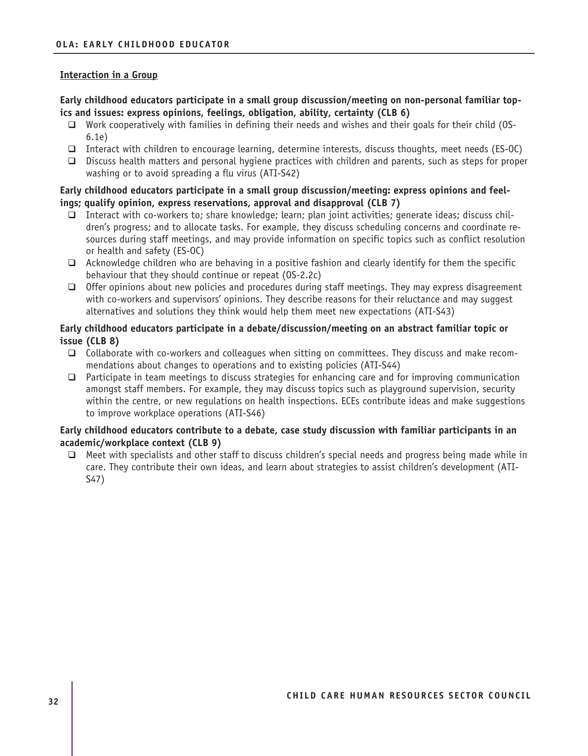**Interaction in a Group**

**Early childhood educators participate in a small group discussion/meeting on non-personal familiar topics and issues: express opinions, feelings, obligation, ability, certainty (CLB 6)**

- Work cooperatively with families in defining their needs and wishes and their goals for their child (OS-6.1e)
- Interact with children to encourage learning, determine interests, discuss thoughts, meet needs (ES-OC)
- Discuss health matters and personal hygiene practices with children and parents, such as steps for proper washing or to avoid spreading a flu virus (ATI-S42)

**Early childhood educators participate in a small group discussion/meeting: express opinions and feelings; qualify opinion, express reservations, approval and disapproval (CLB 7)**

- Interact with co-workers to; share knowledge; learn; plan joint activities; generate ideas; discuss children's progress; and to allocate tasks. For example, they discuss scheduling concerns and coordinate resources during staff meetings, and may provide information on specific topics such as conflict resolution or health and safety (ES-OC)
- Acknowledge children who are behaving in a positive fashion and clearly identify for them the specific behaviour that they should continue or repeat (OS-2.2c)
- Offer opinions about new policies and procedures during staff meetings. They may express disagreement with co-workers and supervisors' opinions. They describe reasons for their reluctance and may suggest alternatives and solutions they think would help them meet new expectations (ATI-S43)

**Early childhood educators participate in a debate/discussion/meeting on an abstract familiar topic or issue (CLB 8)**

- Collaborate with co-workers and colleagues when sitting on committees. They discuss and make recommendations about changes to operations and to existing policies (ATI-S44)
- Participate in team meetings to discuss strategies for enhancing care and for improving communication amongst staff members. For example, they may discuss topics such as playground supervision, security within the centre, or new regulations on health inspections. ECEs contribute ideas and make suggestions to improve workplace operations (ATI-S46)

**Early childhood educators contribute to a debate, case study discussion with familiar participants in an academic/workplace context (CLB 9)**

- Meet with specialists and other staff to discuss children's special needs and progress being made while in care. They contribute their own ideas, and learn about strategies to assist children's development (ATI-S47)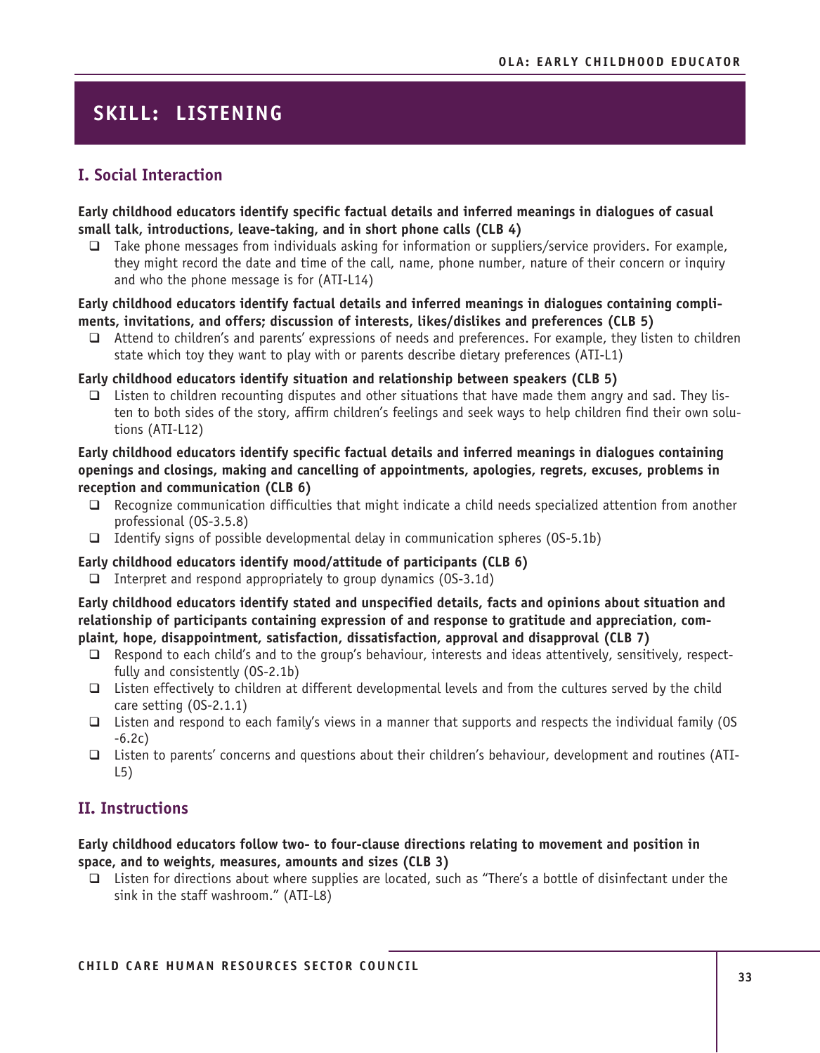## SKILL: LISTENING

### I. Social Interaction

**Early childhood educators identify specific factual details and inferred meanings in dialogues of casual small talk, introductions, leave-taking, and in short phone calls (CLB 4)**

- Take phone messages from individuals asking for information or suppliers/service providers. For example, they might record the date and time of the call, name, phone number, nature of their concern or inquiry and who the phone message is for (ATI-L14)

**Early childhood educators identify factual details and inferred meanings in dialogues containing compliments, invitations, and offers; discussion of interests, likes/dislikes and preferences (CLB 5)**

- Attend to children's and parents' expressions of needs and preferences. For example, they listen to children state which toy they want to play with or parents describe dietary preferences (ATI-L1)

**Early childhood educators identify situation and relationship between speakers (CLB 5)**

- Listen to children recounting disputes and other situations that have made them angry and sad. They listen to both sides of the story, affirm children's feelings and seek ways to help children find their own solutions (ATI-L12)

**Early childhood educators identify specific factual details and inferred meanings in dialogues containing openings and closings, making and cancelling of appointments, apologies, regrets, excuses, problems in reception and communication (CLB 6)**

- Recognize communication difficulties that might indicate a child needs specialized attention from another professional (OS-3.5.8)
- Identify signs of possible developmental delay in communication spheres (OS-5.1b)

**Early childhood educators identify mood/attitude of participants (CLB 6)**

- Interpret and respond appropriately to group dynamics (OS-3.1d)

**Early childhood educators identify stated and unspecified details, facts and opinions about situation and relationship of participants containing expression of and response to gratitude and appreciation, complaint, hope, disappointment, satisfaction, dissatisfaction, approval and disapproval (CLB 7)**

- Respond to each child's and to the group's behaviour, interests and ideas attentively, sensitively, respectfully and consistently (OS-2.1b)
- Listen effectively to children at different developmental levels and from the cultures served by the child care setting (OS-2.1.1)
- Listen and respond to each family's views in a manner that supports and respects the individual family (OS-6.2c)
- Listen to parents' concerns and questions about their children's behaviour, development and routines (ATI-L5)

### II. Instructions

**Early childhood educators follow two- to four-clause directions relating to movement and position in space, and to weights, measures, amounts and sizes (CLB 3)**

- Listen for directions about where supplies are located, such as "There's a bottle of disinfectant under the sink in the staff washroom." (ATI-L8)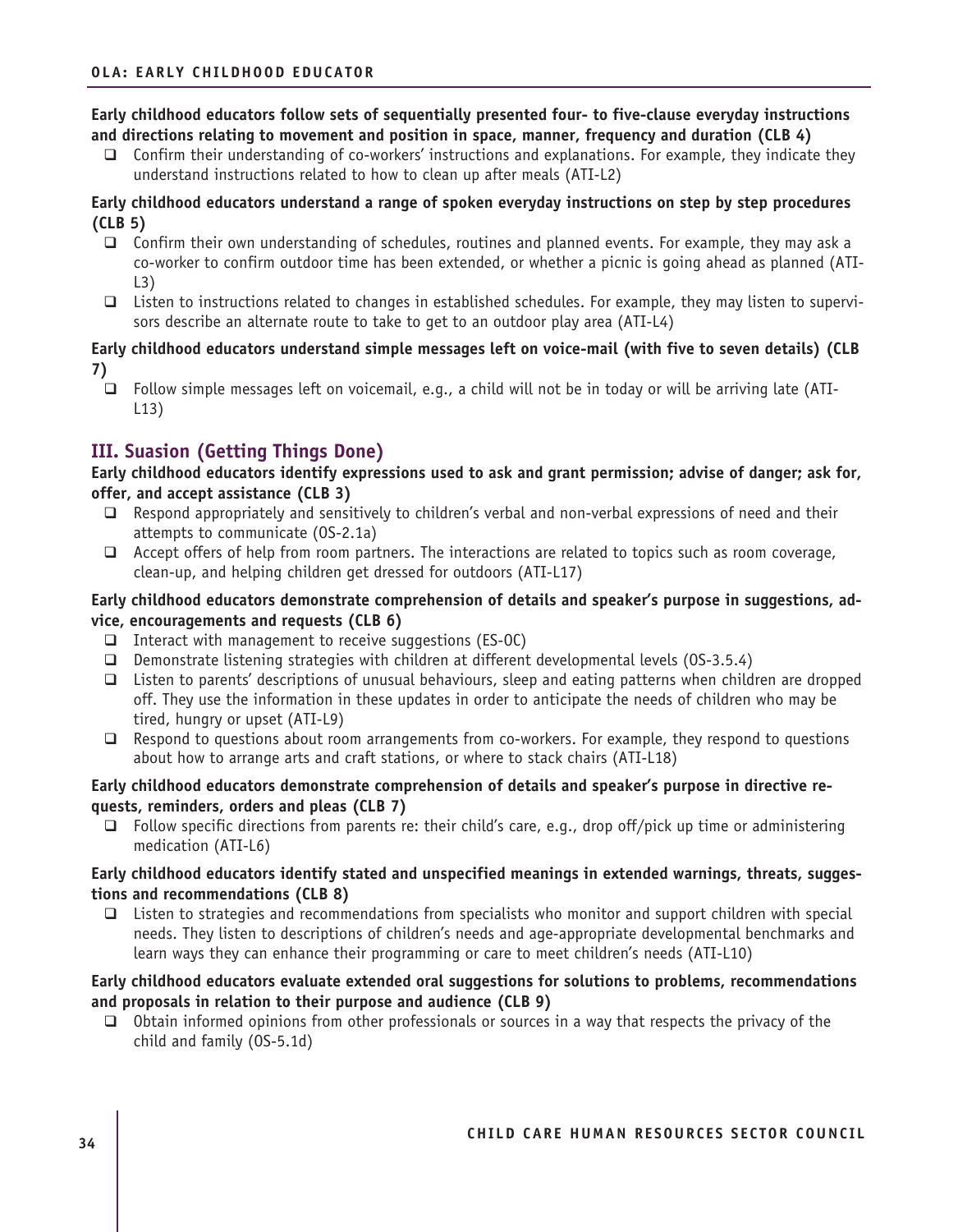**Early childhood educators follow sets of sequentially presented four- to five-clause everyday instructions and directions relating to movement and position in space, manner, frequency and duration (CLB 4)**

- ❑ Confirm their understanding of co-workers' instructions and explanations. For example, they indicate they understand instructions related to how to clean up after meals (ATI-L2)

**Early childhood educators understand a range of spoken everyday instructions on step by step procedures (CLB 5)**

- ❑ Confirm their own understanding of schedules, routines and planned events. For example, they may ask a co-worker to confirm outdoor time has been extended, or whether a picnic is going ahead as planned (ATI-L3)
- ❑ Listen to instructions related to changes in established schedules. For example, they may listen to supervisors describe an alternate route to take to get to an outdoor play area (ATI-L4)

**Early childhood educators understand simple messages left on voice-mail (with five to seven details) (CLB 7)**

- ❑ Follow simple messages left on voicemail, e.g., a child will not be in today or will be arriving late (ATI-L13)

## III. Suasion (Getting Things Done)

**Early childhood educators identify expressions used to ask and grant permission; advise of danger; ask for, offer, and accept assistance (CLB 3)**

- ❑ Respond appropriately and sensitively to children's verbal and non-verbal expressions of need and their attempts to communicate (OS-2.1a)
- ❑ Accept offers of help from room partners. The interactions are related to topics such as room coverage, clean-up, and helping children get dressed for outdoors (ATI-L17)

**Early childhood educators demonstrate comprehension of details and speaker's purpose in suggestions, advice, encouragements and requests (CLB 6)**

- ❑ Interact with management to receive suggestions (ES-OC)
- ❑ Demonstrate listening strategies with children at different developmental levels (OS-3.5.4)
- ❑ Listen to parents' descriptions of unusual behaviours, sleep and eating patterns when children are dropped off. They use the information in these updates in order to anticipate the needs of children who may be tired, hungry or upset (ATI-L9)
- ❑ Respond to questions about room arrangements from co-workers. For example, they respond to questions about how to arrange arts and craft stations, or where to stack chairs (ATI-L18)

**Early childhood educators demonstrate comprehension of details and speaker's purpose in directive requests, reminders, orders and pleas (CLB 7)**

- ❑ Follow specific directions from parents re: their child's care, e.g., drop off/pick up time or administering medication (ATI-L6)

**Early childhood educators identify stated and unspecified meanings in extended warnings, threats, suggestions and recommendations (CLB 8)**

- ❑ Listen to strategies and recommendations from specialists who monitor and support children with special needs. They listen to descriptions of children's needs and age-appropriate developmental benchmarks and learn ways they can enhance their programming or care to meet children's needs (ATI-L10)

**Early childhood educators evaluate extended oral suggestions for solutions to problems, recommendations and proposals in relation to their purpose and audience (CLB 9)**

- ❑ Obtain informed opinions from other professionals or sources in a way that respects the privacy of the child and family (OS-5.1d)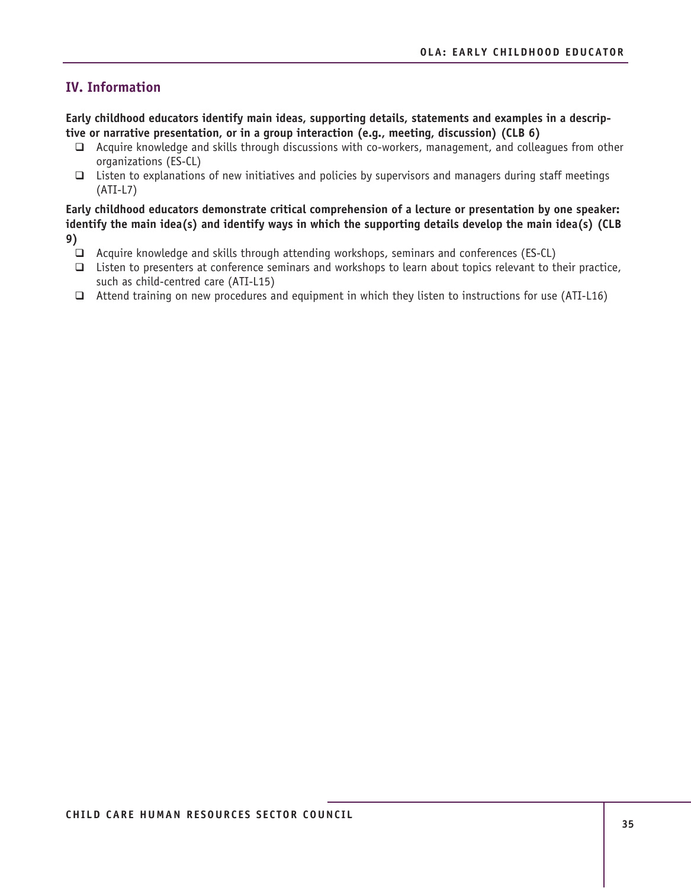## IV. Information

**Early childhood educators identify main ideas, supporting details, statements and examples in a descriptive or narrative presentation, or in a group interaction (e.g., meeting, discussion) (CLB 6)**

- ❑ Acquire knowledge and skills through discussions with co-workers, management, and colleagues from other organizations (ES-CL)
- ❑ Listen to explanations of new initiatives and policies by supervisors and managers during staff meetings (ATI-L7)

**Early childhood educators demonstrate critical comprehension of a lecture or presentation by one speaker: identify the main idea(s) and identify ways in which the supporting details develop the main idea(s) (CLB 9)**

- ❑ Acquire knowledge and skills through attending workshops, seminars and conferences (ES-CL)
- ❑ Listen to presenters at conference seminars and workshops to learn about topics relevant to their practice, such as child-centred care (ATI-L15)
- ❑ Attend training on new procedures and equipment in which they listen to instructions for use (ATI-L16)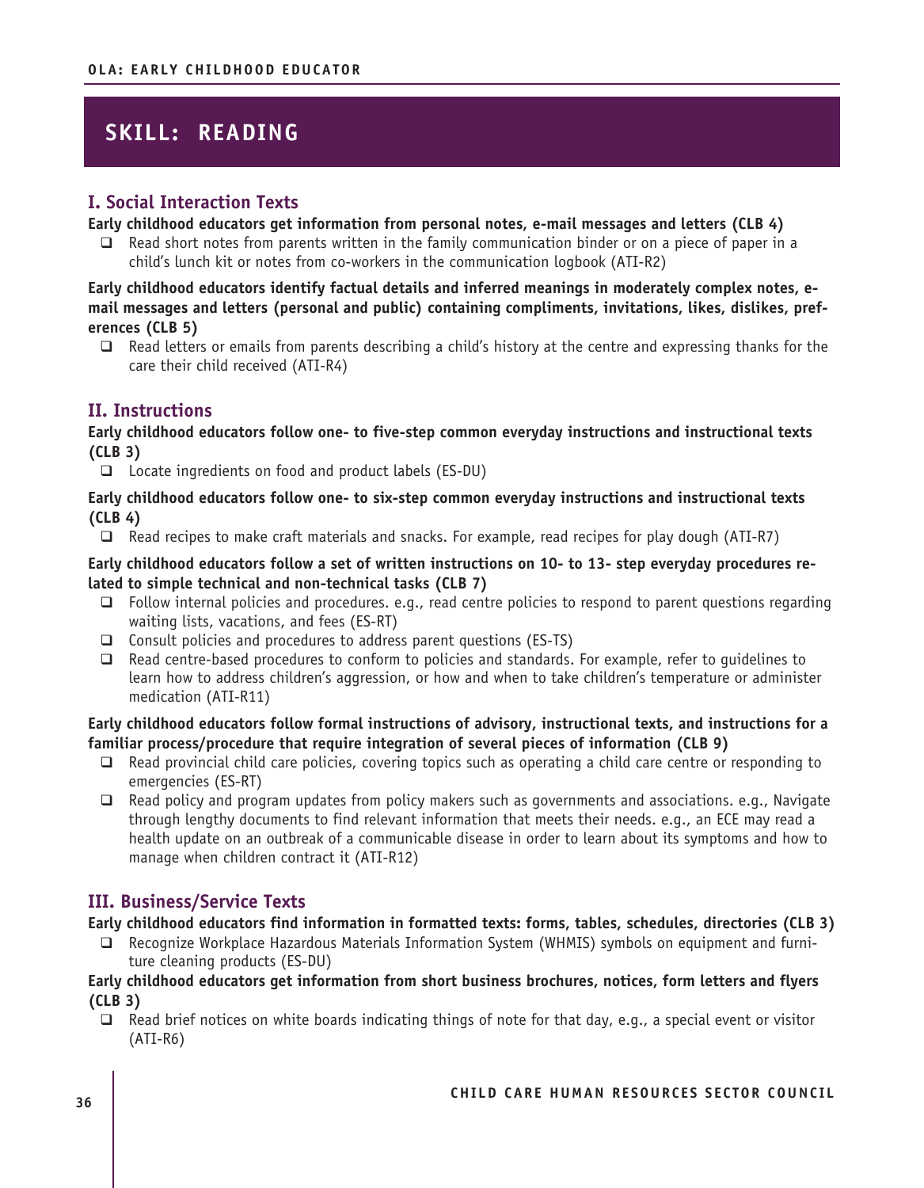## SKILL: READING

### I. Social Interaction Texts

**Early childhood educators get information from personal notes, e-mail messages and letters (CLB 4)**

- Read short notes from parents written in the family communication binder or on a piece of paper in a child's lunch kit or notes from co-workers in the communication logbook (ATI-R2)

**Early childhood educators identify factual details and inferred meanings in moderately complex notes, e-mail messages and letters (personal and public) containing compliments, invitations, likes, dislikes, preferences (CLB 5)**

- Read letters or emails from parents describing a child's history at the centre and expressing thanks for the care their child received (ATI-R4)

### II. Instructions

**Early childhood educators follow one- to five-step common everyday instructions and instructional texts (CLB 3)**

- Locate ingredients on food and product labels (ES-DU)

**Early childhood educators follow one- to six-step common everyday instructions and instructional texts (CLB 4)**

- Read recipes to make craft materials and snacks. For example, read recipes for play dough (ATI-R7)

**Early childhood educators follow a set of written instructions on 10- to 13- step everyday procedures related to simple technical and non-technical tasks (CLB 7)**

- Follow internal policies and procedures. e.g., read centre policies to respond to parent questions regarding waiting lists, vacations, and fees (ES-RT)
- Consult policies and procedures to address parent questions (ES-TS)
- Read centre-based procedures to conform to policies and standards. For example, refer to guidelines to learn how to address children's aggression, or how and when to take children's temperature or administer medication (ATI-R11)

**Early childhood educators follow formal instructions of advisory, instructional texts, and instructions for a familiar process/procedure that require integration of several pieces of information (CLB 9)**

- Read provincial child care policies, covering topics such as operating a child care centre or responding to emergencies (ES-RT)
- Read policy and program updates from policy makers such as governments and associations. e.g., Navigate through lengthy documents to find relevant information that meets their needs. e.g., an ECE may read a health update on an outbreak of a communicable disease in order to learn about its symptoms and how to manage when children contract it (ATI-R12)

### III. Business/Service Texts

**Early childhood educators find information in formatted texts: forms, tables, schedules, directories (CLB 3)**

- Recognize Workplace Hazardous Materials Information System (WHMIS) symbols on equipment and furniture cleaning products (ES-DU)

**Early childhood educators get information from short business brochures, notices, form letters and flyers (CLB 3)**

- Read brief notices on white boards indicating things of note for that day, e.g., a special event or visitor (ATI-R6)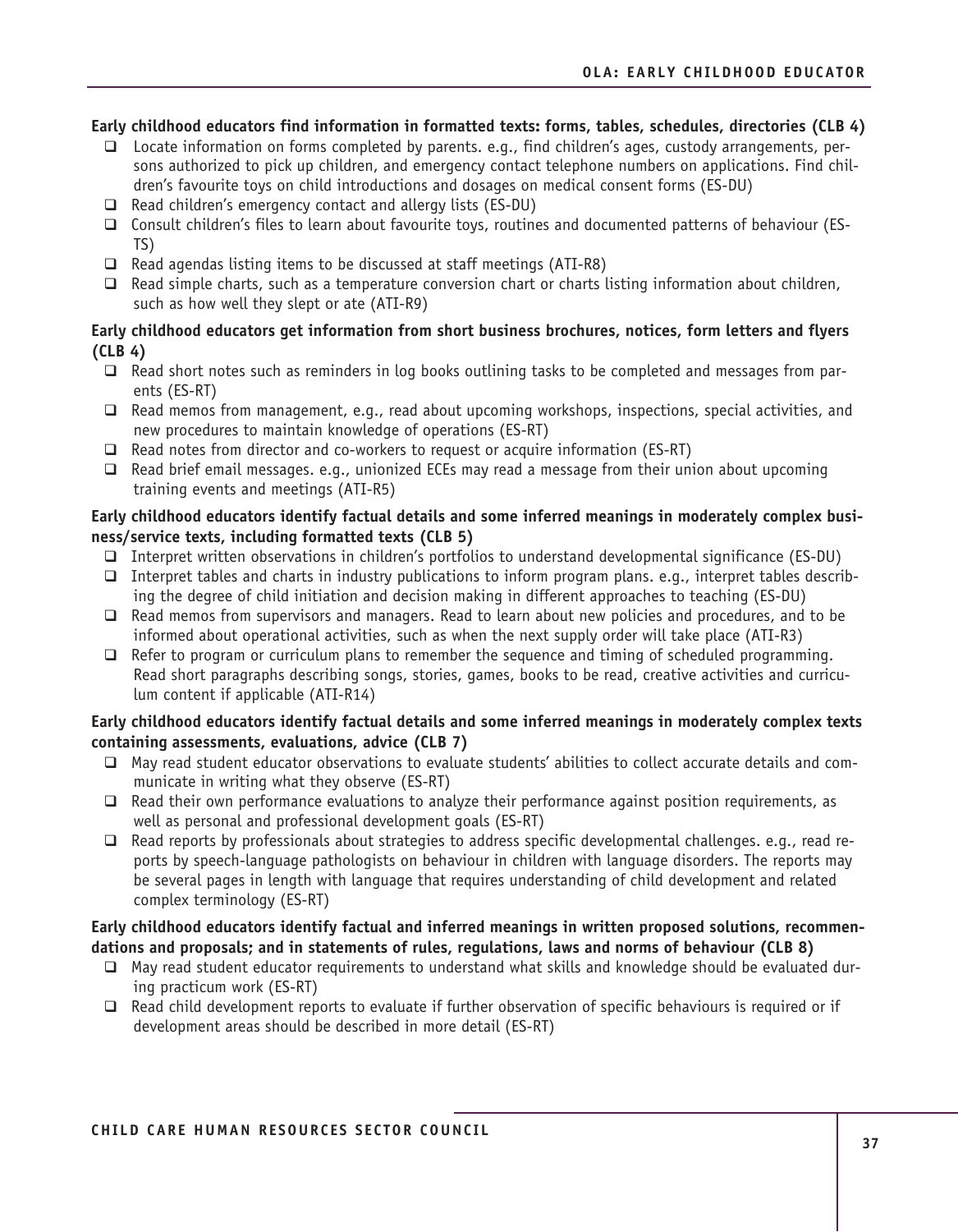**Early childhood educators find information in formatted texts: forms, tables, schedules, directories (CLB 4)**

- ❑ Locate information on forms completed by parents. e.g., find children's ages, custody arrangements, persons authorized to pick up children, and emergency contact telephone numbers on applications. Find children's favourite toys on child introductions and dosages on medical consent forms (ES-DU)
- ❑ Read children's emergency contact and allergy lists (ES-DU)
- ❑ Consult children's files to learn about favourite toys, routines and documented patterns of behaviour (ES-TS)
- ❑ Read agendas listing items to be discussed at staff meetings (ATI-R8)
- ❑ Read simple charts, such as a temperature conversion chart or charts listing information about children, such as how well they slept or ate (ATI-R9)

**Early childhood educators get information from short business brochures, notices, form letters and flyers (CLB 4)**

- ❑ Read short notes such as reminders in log books outlining tasks to be completed and messages from parents (ES-RT)
- ❑ Read memos from management, e.g., read about upcoming workshops, inspections, special activities, and new procedures to maintain knowledge of operations (ES-RT)
- ❑ Read notes from director and co-workers to request or acquire information (ES-RT)
- ❑ Read brief email messages. e.g., unionized ECEs may read a message from their union about upcoming training events and meetings (ATI-R5)

**Early childhood educators identify factual details and some inferred meanings in moderately complex business/service texts, including formatted texts (CLB 5)**

- ❑ Interpret written observations in children's portfolios to understand developmental significance (ES-DU)
- ❑ Interpret tables and charts in industry publications to inform program plans. e.g., interpret tables describing the degree of child initiation and decision making in different approaches to teaching (ES-DU)
- ❑ Read memos from supervisors and managers. Read to learn about new policies and procedures, and to be informed about operational activities, such as when the next supply order will take place (ATI-R3)
- ❑ Refer to program or curriculum plans to remember the sequence and timing of scheduled programming. Read short paragraphs describing songs, stories, games, books to be read, creative activities and curriculum content if applicable (ATI-R14)

**Early childhood educators identify factual details and some inferred meanings in moderately complex texts containing assessments, evaluations, advice (CLB 7)**

- ❑ May read student educator observations to evaluate students' abilities to collect accurate details and communicate in writing what they observe (ES-RT)
- ❑ Read their own performance evaluations to analyze their performance against position requirements, as well as personal and professional development goals (ES-RT)
- ❑ Read reports by professionals about strategies to address specific developmental challenges. e.g., read reports by speech-language pathologists on behaviour in children with language disorders. The reports may be several pages in length with language that requires understanding of child development and related complex terminology (ES-RT)

**Early childhood educators identify factual and inferred meanings in written proposed solutions, recommendations and proposals; and in statements of rules, regulations, laws and norms of behaviour (CLB 8)**

- ❑ May read student educator requirements to understand what skills and knowledge should be evaluated during practicum work (ES-RT)
- ❑ Read child development reports to evaluate if further observation of specific behaviours is required or if development areas should be described in more detail (ES-RT)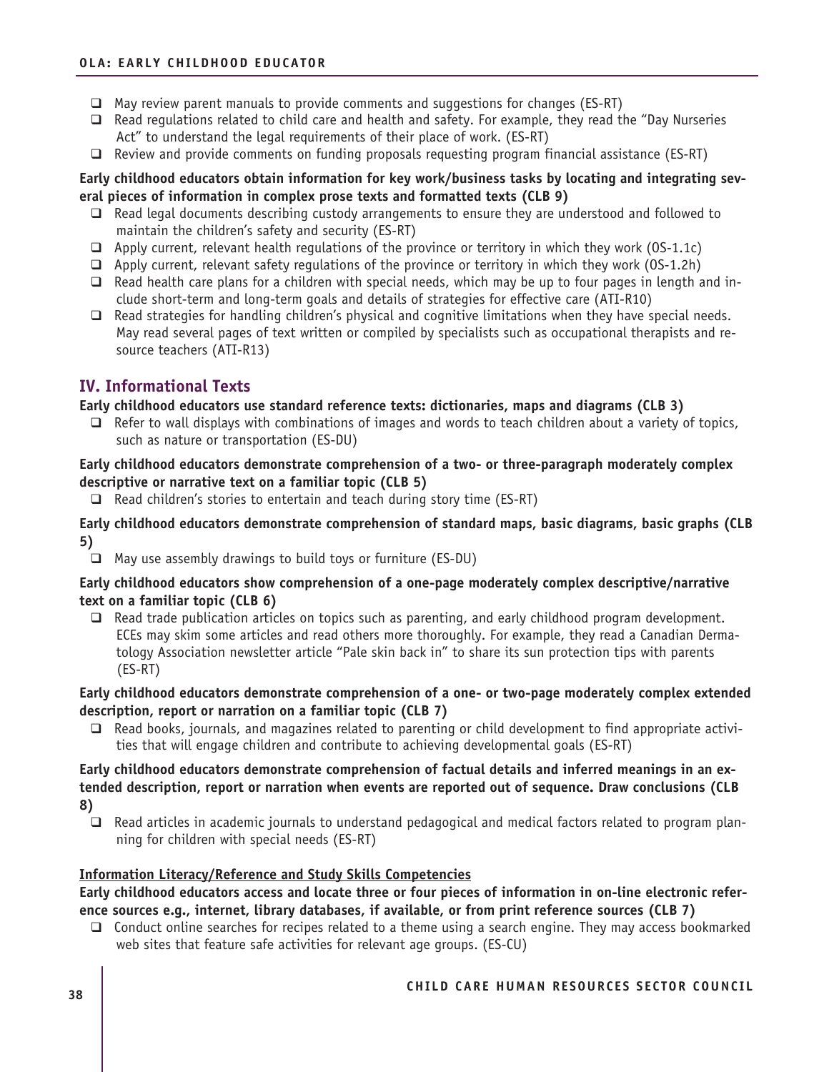- May review parent manuals to provide comments and suggestions for changes (ES-RT)
- Read regulations related to child care and health and safety. For example, they read the "Day Nurseries Act" to understand the legal requirements of their place of work. (ES-RT)
- Review and provide comments on funding proposals requesting program financial assistance (ES-RT)

**Early childhood educators obtain information for key work/business tasks by locating and integrating several pieces of information in complex prose texts and formatted texts (CLB 9)**

- Read legal documents describing custody arrangements to ensure they are understood and followed to maintain the children's safety and security (ES-RT)
- Apply current, relevant health regulations of the province or territory in which they work (OS-1.1c)
- Apply current, relevant safety regulations of the province or territory in which they work (OS-1.2h)
- Read health care plans for a children with special needs, which may be up to four pages in length and include short-term and long-term goals and details of strategies for effective care (ATI-R10)
- Read strategies for handling children's physical and cognitive limitations when they have special needs. May read several pages of text written or compiled by specialists such as occupational therapists and resource teachers (ATI-R13)

## IV. Informational Texts

**Early childhood educators use standard reference texts: dictionaries, maps and diagrams (CLB 3)**

- Refer to wall displays with combinations of images and words to teach children about a variety of topics, such as nature or transportation (ES-DU)

**Early childhood educators demonstrate comprehension of a two- or three-paragraph moderately complex descriptive or narrative text on a familiar topic (CLB 5)**

- Read children's stories to entertain and teach during story time (ES-RT)

**Early childhood educators demonstrate comprehension of standard maps, basic diagrams, basic graphs (CLB 5)**

- May use assembly drawings to build toys or furniture (ES-DU)

**Early childhood educators show comprehension of a one-page moderately complex descriptive/narrative text on a familiar topic (CLB 6)**

- Read trade publication articles on topics such as parenting, and early childhood program development. ECEs may skim some articles and read others more thoroughly. For example, they read a Canadian Dermatology Association newsletter article "Pale skin back in" to share its sun protection tips with parents (ES-RT)

**Early childhood educators demonstrate comprehension of a one- or two-page moderately complex extended description, report or narration on a familiar topic (CLB 7)**

- Read books, journals, and magazines related to parenting or child development to find appropriate activities that will engage children and contribute to achieving developmental goals (ES-RT)

**Early childhood educators demonstrate comprehension of factual details and inferred meanings in an extended description, report or narration when events are reported out of sequence. Draw conclusions (CLB 8)**

- Read articles in academic journals to understand pedagogical and medical factors related to program planning for children with special needs (ES-RT)

<u>**Information Literacy/Reference and Study Skills Competencies**</u>

**Early childhood educators access and locate three or four pieces of information in on-line electronic reference sources e.g., internet, library databases, if available, or from print reference sources (CLB 7)**

- Conduct online searches for recipes related to a theme using a search engine. They may access bookmarked web sites that feature safe activities for relevant age groups. (ES-CU)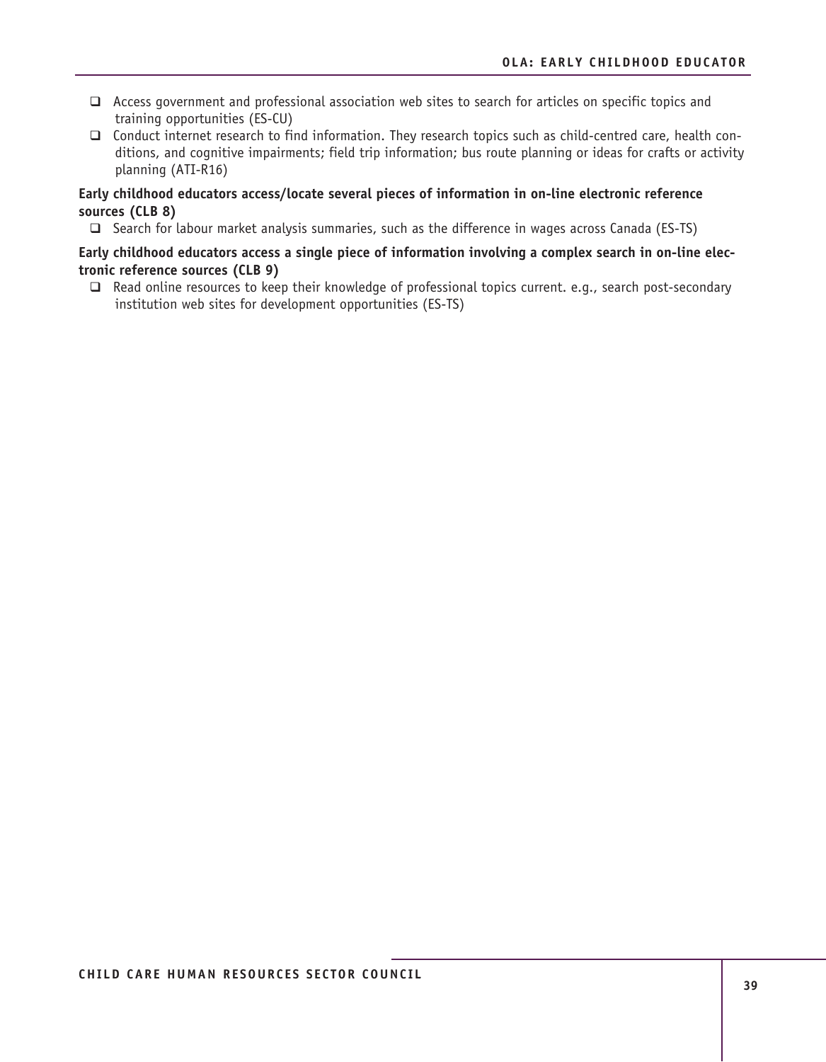- Access government and professional association web sites to search for articles on specific topics and training opportunities (ES-CU)
- Conduct internet research to find information. They research topics such as child-centred care, health conditions, and cognitive impairments; field trip information; bus route planning or ideas for crafts or activity planning (ATI-R16)

**Early childhood educators access/locate several pieces of information in on-line electronic reference sources (CLB 8)**

- Search for labour market analysis summaries, such as the difference in wages across Canada (ES-TS)

**Early childhood educators access a single piece of information involving a complex search in on-line electronic reference sources (CLB 9)**

- Read online resources to keep their knowledge of professional topics current. e.g., search post-secondary institution web sites for development opportunities (ES-TS)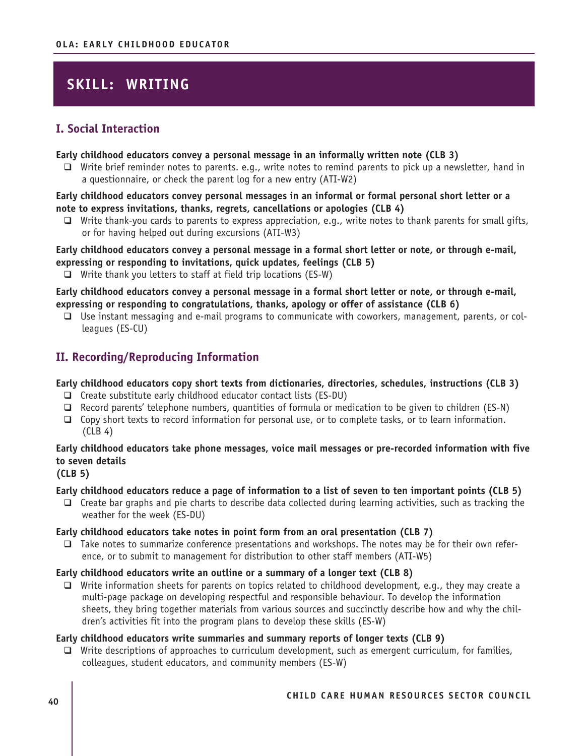# SKILL: WRITING

## I. Social Interaction

**Early childhood educators convey a personal message in an informally written note (CLB 3)**

- Write brief reminder notes to parents. e.g., write notes to remind parents to pick up a newsletter, hand in a questionnaire, or check the parent log for a new entry (ATI-W2)

**Early childhood educators convey personal messages in an informal or formal personal short letter or a note to express invitations, thanks, regrets, cancellations or apologies (CLB 4)**

- Write thank-you cards to parents to express appreciation, e.g., write notes to thank parents for small gifts, or for having helped out during excursions (ATI-W3)

**Early childhood educators convey a personal message in a formal short letter or note, or through e-mail, expressing or responding to invitations, quick updates, feelings (CLB 5)**

- Write thank you letters to staff at field trip locations (ES-W)

**Early childhood educators convey a personal message in a formal short letter or note, or through e-mail, expressing or responding to congratulations, thanks, apology or offer of assistance (CLB 6)**

- Use instant messaging and e-mail programs to communicate with coworkers, management, parents, or colleagues (ES-CU)

## II. Recording/Reproducing Information

**Early childhood educators copy short texts from dictionaries, directories, schedules, instructions (CLB 3)**

- Create substitute early childhood educator contact lists (ES-DU)
- Record parents' telephone numbers, quantities of formula or medication to be given to children (ES-N)
- Copy short texts to record information for personal use, or to complete tasks, or to learn information. (CLB 4)

**Early childhood educators take phone messages, voice mail messages or pre-recorded information with five to seven details (CLB 5)**

**Early childhood educators reduce a page of information to a list of seven to ten important points (CLB 5)**

- Create bar graphs and pie charts to describe data collected during learning activities, such as tracking the weather for the week (ES-DU)

**Early childhood educators take notes in point form from an oral presentation (CLB 7)**

- Take notes to summarize conference presentations and workshops. The notes may be for their own reference, or to submit to management for distribution to other staff members (ATI-W5)

**Early childhood educators write an outline or a summary of a longer text (CLB 8)**

- Write information sheets for parents on topics related to childhood development, e.g., they may create a multi-page package on developing respectful and responsible behaviour. To develop the information sheets, they bring together materials from various sources and succinctly describe how and why the children's activities fit into the program plans to develop these skills (ES-W)

**Early childhood educators write summaries and summary reports of longer texts (CLB 9)**

- Write descriptions of approaches to curriculum development, such as emergent curriculum, for families, colleagues, student educators, and community members (ES-W)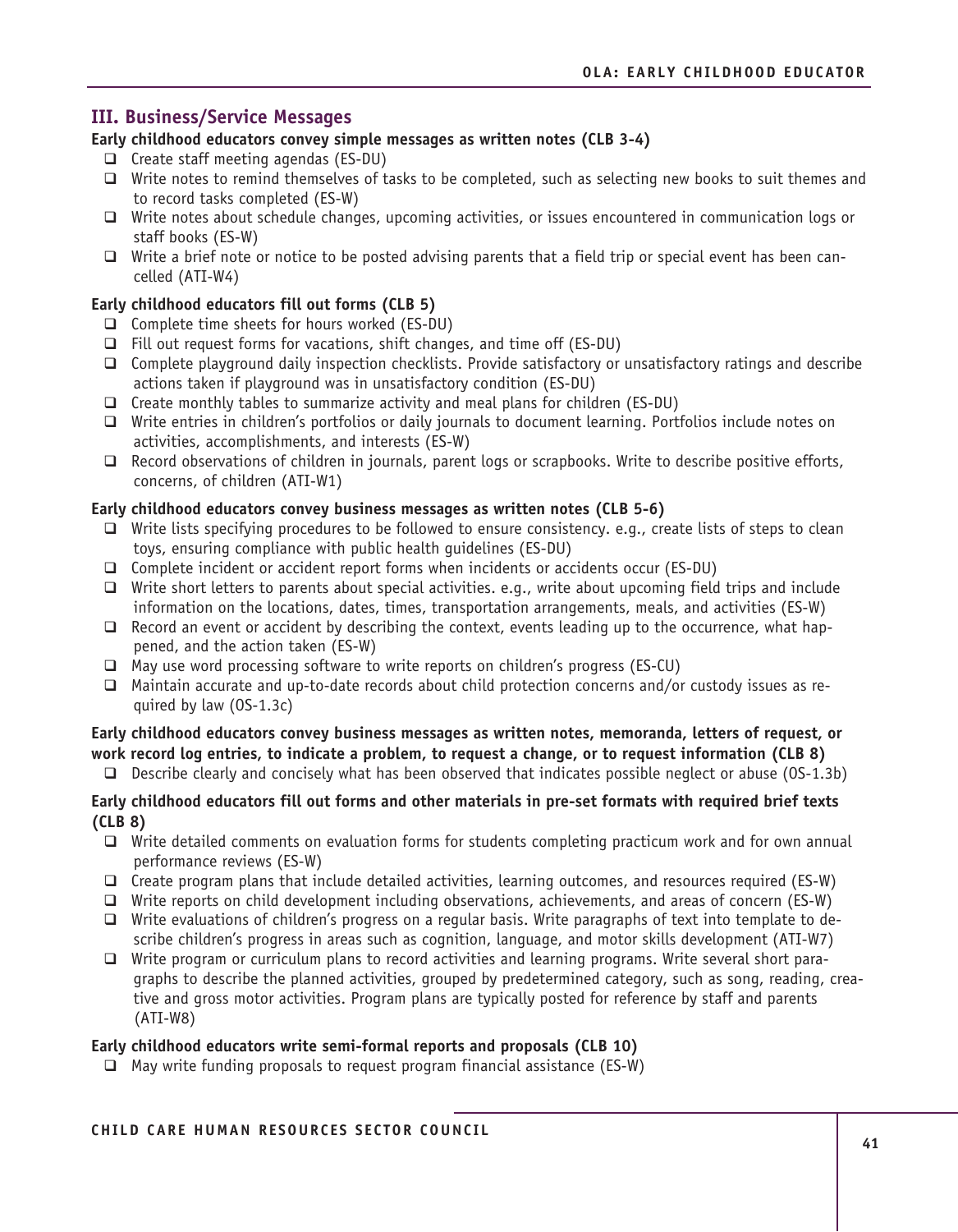## III. Business/Service Messages

**Early childhood educators convey simple messages as written notes (CLB 3-4)**

- ❑ Create staff meeting agendas (ES-DU)
- ❑ Write notes to remind themselves of tasks to be completed, such as selecting new books to suit themes and to record tasks completed (ES-W)
- ❑ Write notes about schedule changes, upcoming activities, or issues encountered in communication logs or staff books (ES-W)
- ❑ Write a brief note or notice to be posted advising parents that a field trip or special event has been cancelled (ATI-W4)

**Early childhood educators fill out forms (CLB 5)**

- ❑ Complete time sheets for hours worked (ES-DU)
- ❑ Fill out request forms for vacations, shift changes, and time off (ES-DU)
- ❑ Complete playground daily inspection checklists. Provide satisfactory or unsatisfactory ratings and describe actions taken if playground was in unsatisfactory condition (ES-DU)
- ❑ Create monthly tables to summarize activity and meal plans for children (ES-DU)
- ❑ Write entries in children's portfolios or daily journals to document learning. Portfolios include notes on activities, accomplishments, and interests (ES-W)
- ❑ Record observations of children in journals, parent logs or scrapbooks. Write to describe positive efforts, concerns, of children (ATI-W1)

**Early childhood educators convey business messages as written notes (CLB 5-6)**

- ❑ Write lists specifying procedures to be followed to ensure consistency. e.g., create lists of steps to clean toys, ensuring compliance with public health guidelines (ES-DU)
- ❑ Complete incident or accident report forms when incidents or accidents occur (ES-DU)
- ❑ Write short letters to parents about special activities. e.g., write about upcoming field trips and include information on the locations, dates, times, transportation arrangements, meals, and activities (ES-W)
- ❑ Record an event or accident by describing the context, events leading up to the occurrence, what happened, and the action taken (ES-W)
- ❑ May use word processing software to write reports on children's progress (ES-CU)
- ❑ Maintain accurate and up-to-date records about child protection concerns and/or custody issues as required by law (OS-1.3c)

**Early childhood educators convey business messages as written notes, memoranda, letters of request, or work record log entries, to indicate a problem, to request a change, or to request information (CLB 8)**

- ❑ Describe clearly and concisely what has been observed that indicates possible neglect or abuse (OS-1.3b)

**Early childhood educators fill out forms and other materials in pre-set formats with required brief texts (CLB 8)**

- ❑ Write detailed comments on evaluation forms for students completing practicum work and for own annual performance reviews (ES-W)
- ❑ Create program plans that include detailed activities, learning outcomes, and resources required (ES-W)
- ❑ Write reports on child development including observations, achievements, and areas of concern (ES-W)
- ❑ Write evaluations of children's progress on a regular basis. Write paragraphs of text into template to describe children's progress in areas such as cognition, language, and motor skills development (ATI-W7)
- ❑ Write program or curriculum plans to record activities and learning programs. Write several short paragraphs to describe the planned activities, grouped by predetermined category, such as song, reading, creative and gross motor activities. Program plans are typically posted for reference by staff and parents (ATI-W8)

**Early childhood educators write semi-formal reports and proposals (CLB 10)**

- ❑ May write funding proposals to request program financial assistance (ES-W)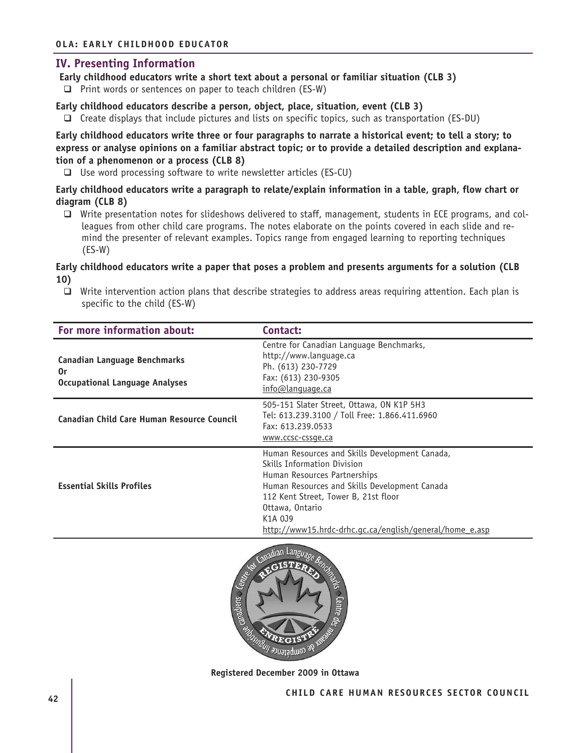## IV. Presenting Information

**Early childhood educators write a short text about a personal or familiar situation (CLB 3)**

- ❑ Print words or sentences on paper to teach children (ES-W)

**Early childhood educators describe a person, object, place, situation, event (CLB 3)**

- ❑ Create displays that include pictures and lists on specific topics, such as transportation (ES-DU)

**Early childhood educators write three or four paragraphs to narrate a historical event; to tell a story; to express or analyse opinions on a familiar abstract topic; or to provide a detailed description and explanation of a phenomenon or a process (CLB 8)**

- ❑ Use word processing software to write newsletter articles (ES-CU)

**Early childhood educators write a paragraph to relate/explain information in a table, graph, flow chart or diagram (CLB 8)**

- ❑ Write presentation notes for slideshows delivered to staff, management, students in ECE programs, and colleagues from other child care programs. The notes elaborate on the points covered in each slide and remind the presenter of relevant examples. Topics range from engaged learning to reporting techniques (ES-W)

**Early childhood educators write a paper that poses a problem and presents arguments for a solution (CLB 10)**

- ❑ Write intervention action plans that describe strategies to address areas requiring attention. Each plan is specific to the child (ES-W)

| For more information about: | Contact: |
|---|---|
| **Canadian Language Benchmarks Or Occupational Language Analyses** | Centre for Canadian Language Benchmarks, http://www.language.ca Ph. (613) 230-7729 Fax: (613) 230-9305 info@language.ca |
| **Canadian Child Care Human Resource Council** | 505-151 Slater Street, Ottawa, ON K1P 5H3 Tel: 613.239.3100 / Toll Free: 1.866.411.6960 Fax: 613.239.0533 www.ccsc-cssge.ca |
| **Essential Skills Profiles** | Human Resources and Skills Development Canada, Skills Information Division Human Resources Partnerships Human Resources and Skills Development Canada 112 Kent Street, Tower B, 21st floor Ottawa, Ontario K1A 0J9 http://www15.hrdc-drhc.gc.ca/english/general/home_e.asp |

Centre for Canadian Language Benchmarks REGISTERED ENREGISTRÉ Centre des niveaux de compétence linguistique canadiens

**Registered December 2009 in Ottawa**